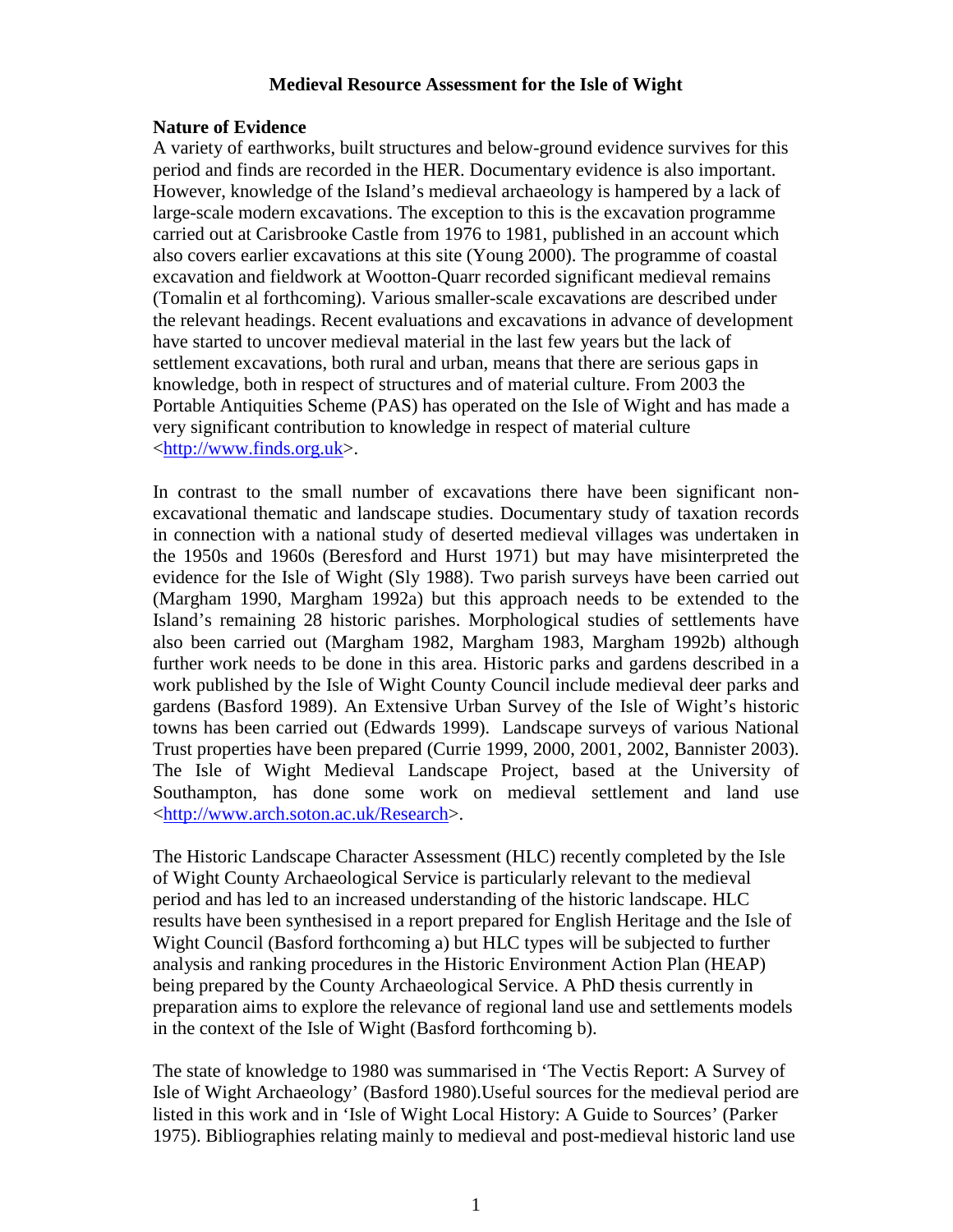# Medieval Resource Assessment for the Isle of Wight

## Nature of Evidence

A variety of earthworks, built structures and below-ground evidence survives for this period and finds are recorded in the HER. Documentary evidence is also important. However, knowledge of the Island's medieval archaeology is hampered by a lack of large-scale modern excavations. The exception to this is the excavation programme carried out at Carisbrooke Castle from 1976 to 1981, published in an account which also covers earlier excavations at this site (Young 2000). The programme of coastal excavation and fieldwork at Wootton-Quarr recorded significant medieval remains (Tomalin et al forthcoming). Various smaller-scale excavations are described under the relevant headings. Recent evaluations and excavations in advance of development have started to uncover medieval material in the last few years but the lack of settlement excavations, both rural and urban, means that there are serious gaps in knowledge, both in respect of structures and of material culture. From 2003 the Portable Antiquities Scheme (PAS) has operated on the Isle of Wight and has made a very significant contribution to knowledge in respect of material culture <http://www.finds.org.uk>.

In contrast to the small number of excavations there have been significant non-excavational thematic and landscape studies. Documentary study of taxation records in connection with a national study of deserted medieval villages was undertaken in the 1950s and 1960s (Beresford and Hurst 1971) but may have misinterpreted the evidence for the Isle of Wight (Sly 1988). Two parish surveys have been carried out (Margham 1990, Margham 1992a) but this approach needs to be extended to the Island's remaining 28 historic parishes. Morphological studies of settlements have also been carried out (Margham 1982, Margham 1983, Margham 1992b) although further work needs to be done in this area. Historic parks and gardens described in a work published by the Isle of Wight County Council include medieval deer parks and gardens (Basford 1989). An Extensive Urban Survey of the Isle of Wight's historic towns has been carried out (Edwards 1999). Landscape surveys of various National Trust properties have been prepared (Currie 1999, 2000, 2001, 2002, Bannister 2003). The Isle of Wight Medieval Landscape Project, based at the University of Southampton, has done some work on medieval settlement and land use <http://www.arch.soton.ac.uk/Research>.

The Historic Landscape Character Assessment (HLC) recently completed by the Isle of Wight County Archaeological Service is particularly relevant to the medieval period and has led to an increased understanding of the historic landscape. HLC results have been synthesised in a report prepared for English Heritage and the Isle of Wight Council (Basford forthcoming a) but HLC types will be subjected to further analysis and ranking procedures in the Historic Environment Action Plan (HEAP) being prepared by the County Archaeological Service. A PhD thesis currently in preparation aims to explore the relevance of regional land use and settlements models in the context of the Isle of Wight (Basford forthcoming b).

The state of knowledge to 1980 was summarised in 'The Vectis Report: A Survey of Isle of Wight Archaeology' (Basford 1980).Useful sources for the medieval period are listed in this work and in 'Isle of Wight Local History: A Guide to Sources' (Parker 1975). Bibliographies relating mainly to medieval and post-medieval historic land use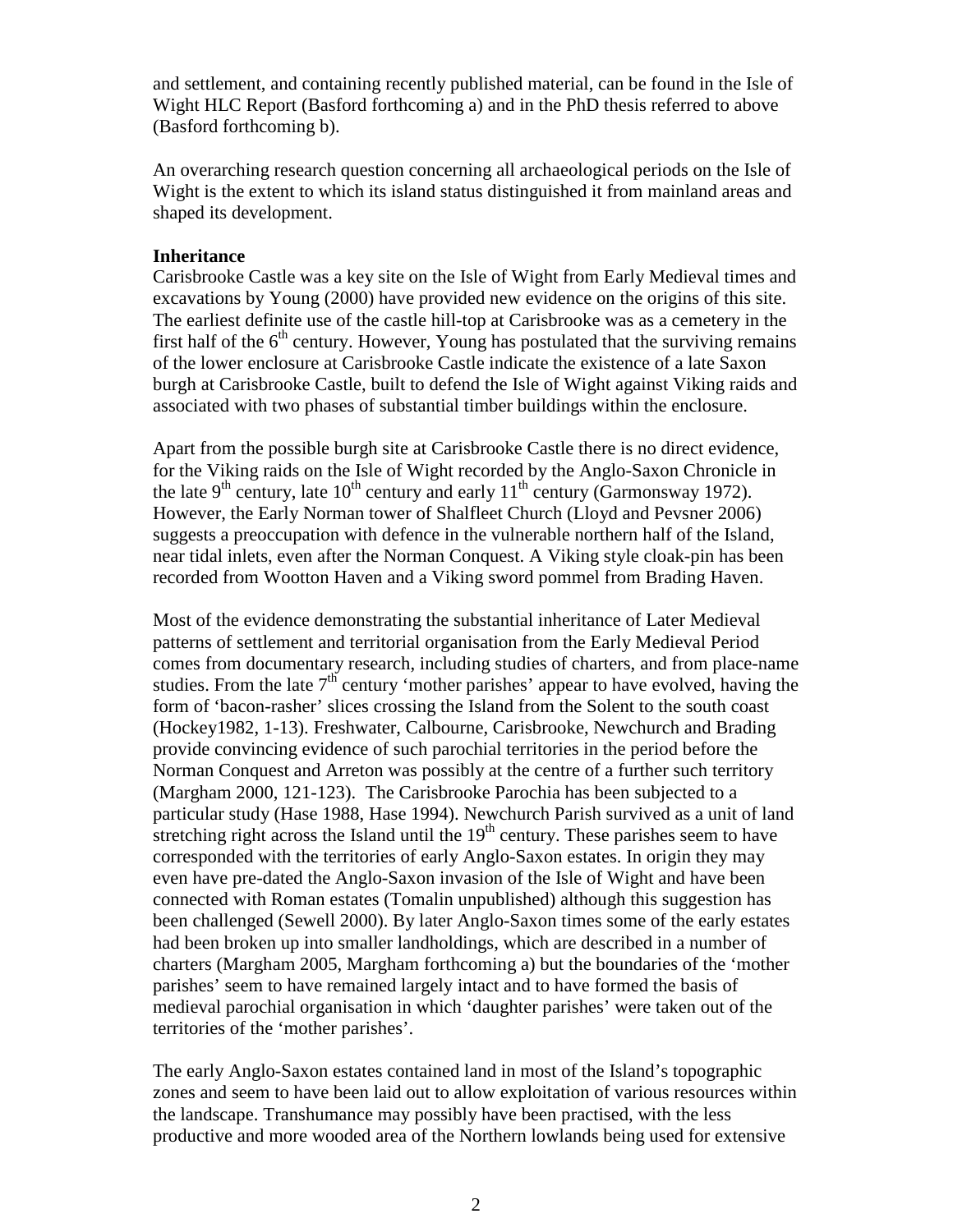and settlement, and containing recently published material, can be found in the Isle of Wight HLC Report (Basford forthcoming a) and in the PhD thesis referred to above (Basford forthcoming b).

An overarching research question concerning all archaeological periods on the Isle of Wight is the extent to which its island status distinguished it from mainland areas and shaped its development.

**Inheritance**

Carisbrooke Castle was a key site on the Isle of Wight from Early Medieval times and excavations by Young (2000) have provided new evidence on the origins of this site. The earliest definite use of the castle hill-top at Carisbrooke was as a cemetery in the first half of the 6th century. However, Young has postulated that the surviving remains of the lower enclosure at Carisbrooke Castle indicate the existence of a late Saxon burgh at Carisbrooke Castle, built to defend the Isle of Wight against Viking raids and associated with two phases of substantial timber buildings within the enclosure.

Apart from the possible burgh site at Carisbrooke Castle there is no direct evidence, for the Viking raids on the Isle of Wight recorded by the Anglo-Saxon Chronicle in the late 9th century, late 10th century and early 11th century (Garmonsway 1972). However, the Early Norman tower of Shalfleet Church (Lloyd and Pevsner 2006) suggests a preoccupation with defence in the vulnerable northern half of the Island, near tidal inlets, even after the Norman Conquest. A Viking style cloak-pin has been recorded from Wootton Haven and a Viking sword pommel from Brading Haven.

Most of the evidence demonstrating the substantial inheritance of Later Medieval patterns of settlement and territorial organisation from the Early Medieval Period comes from documentary research, including studies of charters, and from place-name studies. From the late 7th century 'mother parishes' appear to have evolved, having the form of 'bacon-rasher' slices crossing the Island from the Solent to the south coast (Hockey1982, 1-13). Freshwater, Calbourne, Carisbrooke, Newchurch and Brading provide convincing evidence of such parochial territories in the period before the Norman Conquest and Arreton was possibly at the centre of a further such territory (Margham 2000, 121-123). The Carisbrooke Parochia has been subjected to a particular study (Hase 1988, Hase 1994). Newchurch Parish survived as a unit of land stretching right across the Island until the 19th century. These parishes seem to have corresponded with the territories of early Anglo-Saxon estates. In origin they may even have pre-dated the Anglo-Saxon invasion of the Isle of Wight and have been connected with Roman estates (Tomalin unpublished) although this suggestion has been challenged (Sewell 2000). By later Anglo-Saxon times some of the early estates had been broken up into smaller landholdings, which are described in a number of charters (Margham 2005, Margham forthcoming a) but the boundaries of the 'mother parishes' seem to have remained largely intact and to have formed the basis of medieval parochial organisation in which 'daughter parishes' were taken out of the territories of the 'mother parishes'.

The early Anglo-Saxon estates contained land in most of the Island's topographic zones and seem to have been laid out to allow exploitation of various resources within the landscape. Transhumance may possibly have been practised, with the less productive and more wooded area of the Northern lowlands being used for extensive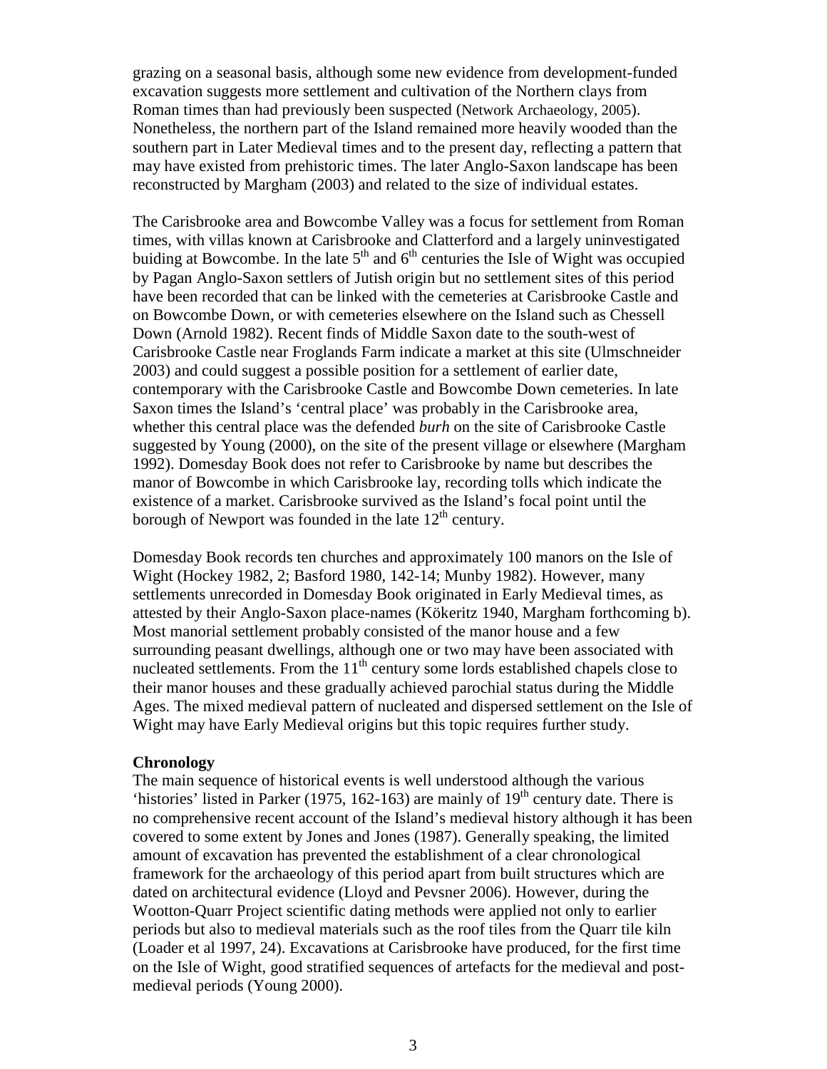grazing on a seasonal basis, although some new evidence from development-funded excavation suggests more settlement and cultivation of the Northern clays from Roman times than had previously been suspected (Network Archaeology, 2005). Nonetheless, the northern part of the Island remained more heavily wooded than the southern part in Later Medieval times and to the present day, reflecting a pattern that may have existed from prehistoric times. The later Anglo-Saxon landscape has been reconstructed by Margham (2003) and related to the size of individual estates.

The Carisbrooke area and Bowcombe Valley was a focus for settlement from Roman times, with villas known at Carisbrooke and Clatterford and a largely uninvestigated buiding at Bowcombe. In the late 5th and 6th centuries the Isle of Wight was occupied by Pagan Anglo-Saxon settlers of Jutish origin but no settlement sites of this period have been recorded that can be linked with the cemeteries at Carisbrooke Castle and on Bowcombe Down, or with cemeteries elsewhere on the Island such as Chessell Down (Arnold 1982). Recent finds of Middle Saxon date to the south-west of Carisbrooke Castle near Froglands Farm indicate a market at this site (Ulmschneider 2003) and could suggest a possible position for a settlement of earlier date, contemporary with the Carisbrooke Castle and Bowcombe Down cemeteries. In late Saxon times the Island's 'central place' was probably in the Carisbrooke area, whether this central place was the defended *burh* on the site of Carisbrooke Castle suggested by Young (2000), on the site of the present village or elsewhere (Margham 1992). Domesday Book does not refer to Carisbrooke by name but describes the manor of Bowcombe in which Carisbrooke lay, recording tolls which indicate the existence of a market. Carisbrooke survived as the Island's focal point until the borough of Newport was founded in the late 12th century.

Domesday Book records ten churches and approximately 100 manors on the Isle of Wight (Hockey 1982, 2; Basford 1980, 142-14; Munby 1982). However, many settlements unrecorded in Domesday Book originated in Early Medieval times, as attested by their Anglo-Saxon place-names (Kökeritz 1940, Margham forthcoming b). Most manorial settlement probably consisted of the manor house and a few surrounding peasant dwellings, although one or two may have been associated with nucleated settlements. From the 11th century some lords established chapels close to their manor houses and these gradually achieved parochial status during the Middle Ages. The mixed medieval pattern of nucleated and dispersed settlement on the Isle of Wight may have Early Medieval origins but this topic requires further study.

**Chronology**

The main sequence of historical events is well understood although the various 'histories' listed in Parker (1975, 162-163) are mainly of 19th century date. There is no comprehensive recent account of the Island's medieval history although it has been covered to some extent by Jones and Jones (1987). Generally speaking, the limited amount of excavation has prevented the establishment of a clear chronological framework for the archaeology of this period apart from built structures which are dated on architectural evidence (Lloyd and Pevsner 2006). However, during the Wootton-Quarr Project scientific dating methods were applied not only to earlier periods but also to medieval materials such as the roof tiles from the Quarr tile kiln (Loader et al 1997, 24). Excavations at Carisbrooke have produced, for the first time on the Isle of Wight, good stratified sequences of artefacts for the medieval and post-medieval periods (Young 2000).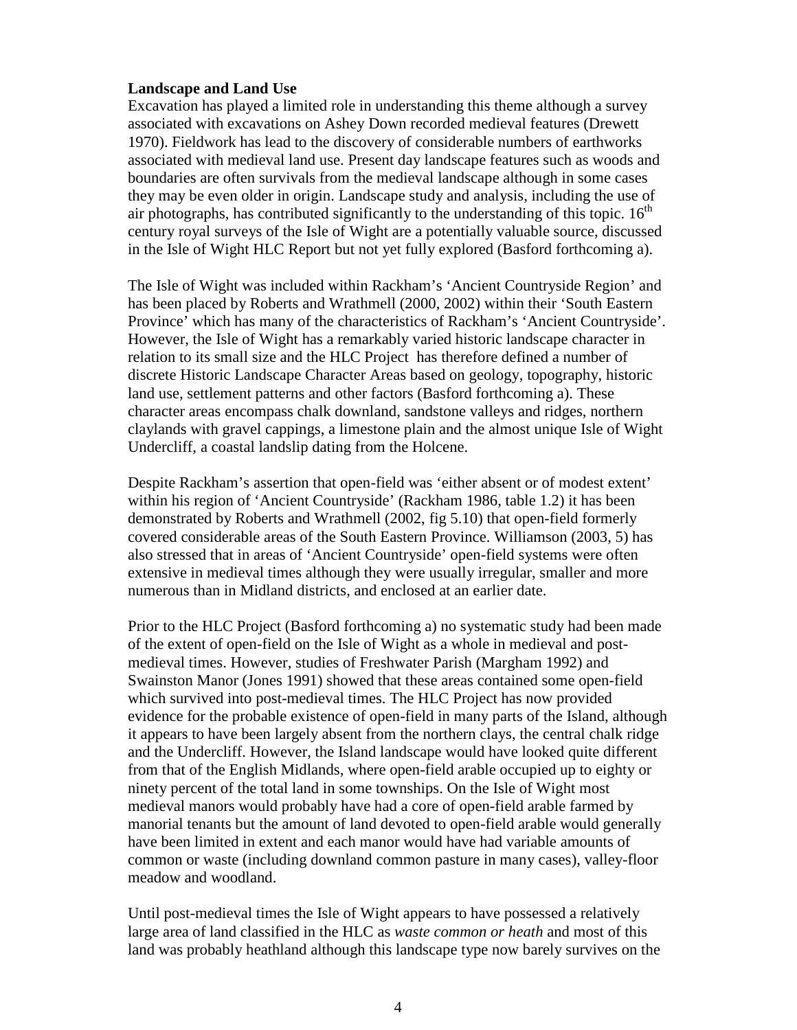**Landscape and Land Use**

Excavation has played a limited role in understanding this theme although a survey associated with excavations on Ashey Down recorded medieval features (Drewett 1970). Fieldwork has lead to the discovery of considerable numbers of earthworks associated with medieval land use. Present day landscape features such as woods and boundaries are often survivals from the medieval landscape although in some cases they may be even older in origin. Landscape study and analysis, including the use of air photographs, has contributed significantly to the understanding of this topic. 16th century royal surveys of the Isle of Wight are a potentially valuable source, discussed in the Isle of Wight HLC Report but not yet fully explored (Basford forthcoming a).

The Isle of Wight was included within Rackham's 'Ancient Countryside Region' and has been placed by Roberts and Wrathmell (2000, 2002) within their 'South Eastern Province' which has many of the characteristics of Rackham's 'Ancient Countryside'. However, the Isle of Wight has a remarkably varied historic landscape character in relation to its small size and the HLC Project has therefore defined a number of discrete Historic Landscape Character Areas based on geology, topography, historic land use, settlement patterns and other factors (Basford forthcoming a). These character areas encompass chalk downland, sandstone valleys and ridges, northern claylands with gravel cappings, a limestone plain and the almost unique Isle of Wight Undercliff, a coastal landslip dating from the Holcene.

Despite Rackham's assertion that open-field was 'either absent or of modest extent' within his region of 'Ancient Countryside' (Rackham 1986, table 1.2) it has been demonstrated by Roberts and Wrathmell (2002, fig 5.10) that open-field formerly covered considerable areas of the South Eastern Province. Williamson (2003, 5) has also stressed that in areas of 'Ancient Countryside' open-field systems were often extensive in medieval times although they were usually irregular, smaller and more numerous than in Midland districts, and enclosed at an earlier date.

Prior to the HLC Project (Basford forthcoming a) no systematic study had been made of the extent of open-field on the Isle of Wight as a whole in medieval and post-medieval times. However, studies of Freshwater Parish (Margham 1992) and Swainston Manor (Jones 1991) showed that these areas contained some open-field which survived into post-medieval times. The HLC Project has now provided evidence for the probable existence of open-field in many parts of the Island, although it appears to have been largely absent from the northern clays, the central chalk ridge and the Undercliff. However, the Island landscape would have looked quite different from that of the English Midlands, where open-field arable occupied up to eighty or ninety percent of the total land in some townships. On the Isle of Wight most medieval manors would probably have had a core of open-field arable farmed by manorial tenants but the amount of land devoted to open-field arable would generally have been limited in extent and each manor would have had variable amounts of common or waste (including downland common pasture in many cases), valley-floor meadow and woodland.

Until post-medieval times the Isle of Wight appears to have possessed a relatively large area of land classified in the HLC as *waste common or heath* and most of this land was probably heathland although this landscape type now barely survives on the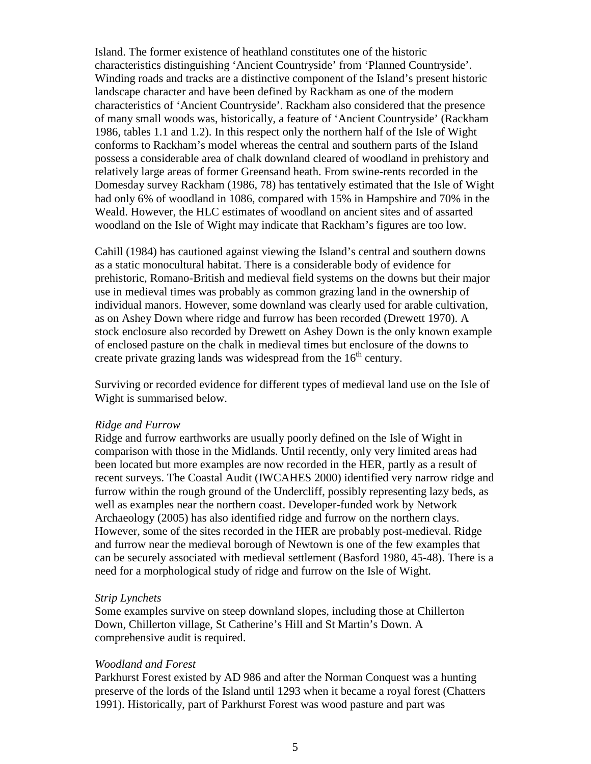Island. The former existence of heathland constitutes one of the historic characteristics distinguishing 'Ancient Countryside' from 'Planned Countryside'. Winding roads and tracks are a distinctive component of the Island's present historic landscape character and have been defined by Rackham as one of the modern characteristics of 'Ancient Countryside'. Rackham also considered that the presence of many small woods was, historically, a feature of 'Ancient Countryside' (Rackham 1986, tables 1.1 and 1.2). In this respect only the northern half of the Isle of Wight conforms to Rackham's model whereas the central and southern parts of the Island possess a considerable area of chalk downland cleared of woodland in prehistory and relatively large areas of former Greensand heath. From swine-rents recorded in the Domesday survey Rackham (1986, 78) has tentatively estimated that the Isle of Wight had only 6% of woodland in 1086, compared with 15% in Hampshire and 70% in the Weald. However, the HLC estimates of woodland on ancient sites and of assarted woodland on the Isle of Wight may indicate that Rackham's figures are too low.

Cahill (1984) has cautioned against viewing the Island's central and southern downs as a static monocultural habitat. There is a considerable body of evidence for prehistoric, Romano-British and medieval field systems on the downs but their major use in medieval times was probably as common grazing land in the ownership of individual manors. However, some downland was clearly used for arable cultivation, as on Ashey Down where ridge and furrow has been recorded (Drewett 1970). A stock enclosure also recorded by Drewett on Ashey Down is the only known example of enclosed pasture on the chalk in medieval times but enclosure of the downs to create private grazing lands was widespread from the 16th century.

Surviving or recorded evidence for different types of medieval land use on the Isle of Wight is summarised below.

*Ridge and Furrow*

Ridge and furrow earthworks are usually poorly defined on the Isle of Wight in comparison with those in the Midlands. Until recently, only very limited areas had been located but more examples are now recorded in the HER, partly as a result of recent surveys. The Coastal Audit (IWCAHES 2000) identified very narrow ridge and furrow within the rough ground of the Undercliff, possibly representing lazy beds, as well as examples near the northern coast. Developer-funded work by Network Archaeology (2005) has also identified ridge and furrow on the northern clays. However, some of the sites recorded in the HER are probably post-medieval. Ridge and furrow near the medieval borough of Newtown is one of the few examples that can be securely associated with medieval settlement (Basford 1980, 45-48). There is a need for a morphological study of ridge and furrow on the Isle of Wight.

*Strip Lynchets*

Some examples survive on steep downland slopes, including those at Chillerton Down, Chillerton village, St Catherine's Hill and St Martin's Down. A comprehensive audit is required.

*Woodland and Forest*

Parkhurst Forest existed by AD 986 and after the Norman Conquest was a hunting preserve of the lords of the Island until 1293 when it became a royal forest (Chatters 1991). Historically, part of Parkhurst Forest was wood pasture and part was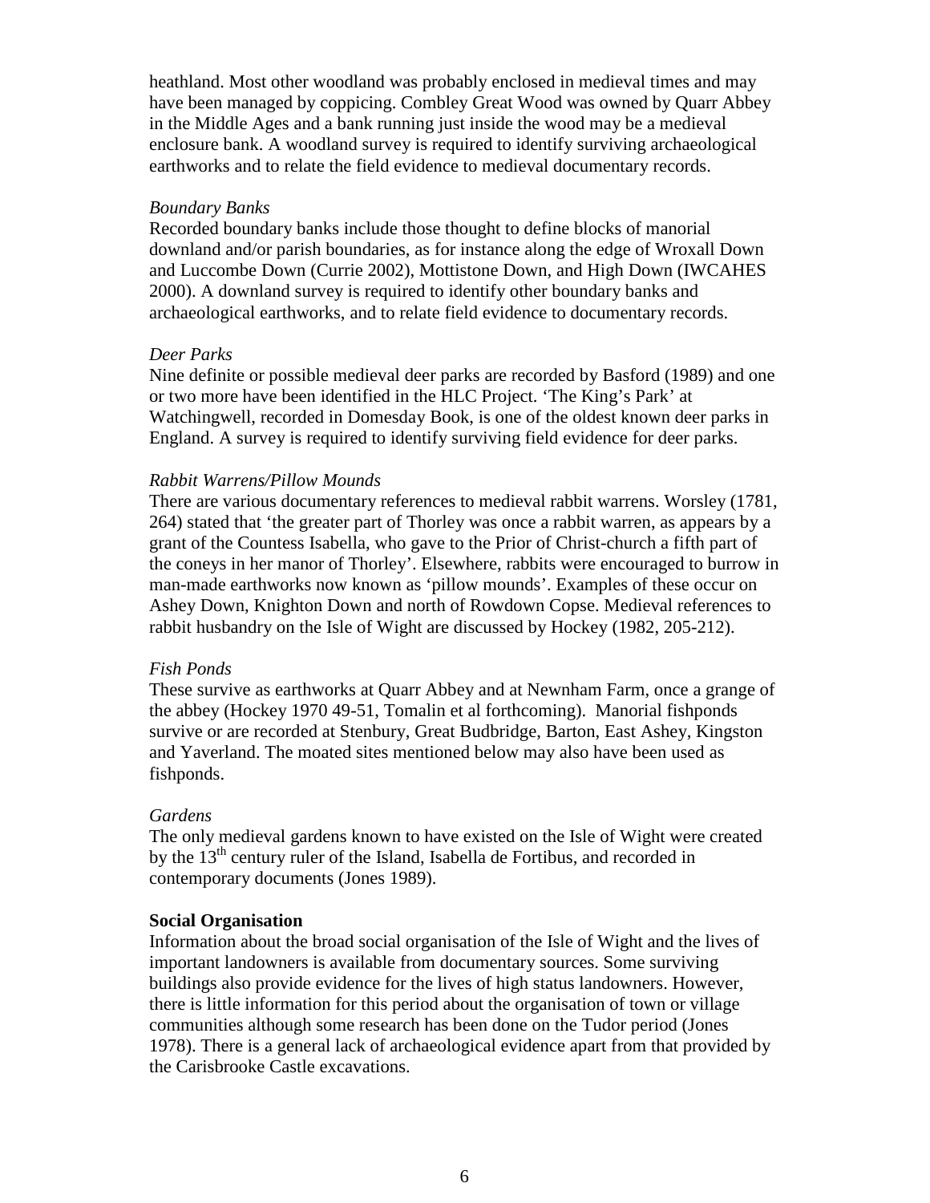heathland. Most other woodland was probably enclosed in medieval times and may have been managed by coppicing. Combley Great Wood was owned by Quarr Abbey in the Middle Ages and a bank running just inside the wood may be a medieval enclosure bank. A woodland survey is required to identify surviving archaeological earthworks and to relate the field evidence to medieval documentary records.

*Boundary Banks*

Recorded boundary banks include those thought to define blocks of manorial downland and/or parish boundaries, as for instance along the edge of Wroxall Down and Luccombe Down (Currie 2002), Mottistone Down, and High Down (IWCAHES 2000). A downland survey is required to identify other boundary banks and archaeological earthworks, and to relate field evidence to documentary records.

*Deer Parks*

Nine definite or possible medieval deer parks are recorded by Basford (1989) and one or two more have been identified in the HLC Project. 'The King's Park' at Watchingwell, recorded in Domesday Book, is one of the oldest known deer parks in England. A survey is required to identify surviving field evidence for deer parks.

*Rabbit Warrens/Pillow Mounds*

There are various documentary references to medieval rabbit warrens. Worsley (1781, 264) stated that 'the greater part of Thorley was once a rabbit warren, as appears by a grant of the Countess Isabella, who gave to the Prior of Christ-church a fifth part of the coneys in her manor of Thorley'. Elsewhere, rabbits were encouraged to burrow in man-made earthworks now known as 'pillow mounds'. Examples of these occur on Ashey Down, Knighton Down and north of Rowdown Copse. Medieval references to rabbit husbandry on the Isle of Wight are discussed by Hockey (1982, 205-212).

*Fish Ponds*

These survive as earthworks at Quarr Abbey and at Newnham Farm, once a grange of the abbey (Hockey 1970 49-51, Tomalin et al forthcoming). Manorial fishponds survive or are recorded at Stenbury, Great Budbridge, Barton, East Ashey, Kingston and Yaverland. The moated sites mentioned below may also have been used as fishponds.

*Gardens*

The only medieval gardens known to have existed on the Isle of Wight were created by the 13th century ruler of the Island, Isabella de Fortibus, and recorded in contemporary documents (Jones 1989).

**Social Organisation**

Information about the broad social organisation of the Isle of Wight and the lives of important landowners is available from documentary sources. Some surviving buildings also provide evidence for the lives of high status landowners. However, there is little information for this period about the organisation of town or village communities although some research has been done on the Tudor period (Jones 1978). There is a general lack of archaeological evidence apart from that provided by the Carisbrooke Castle excavations.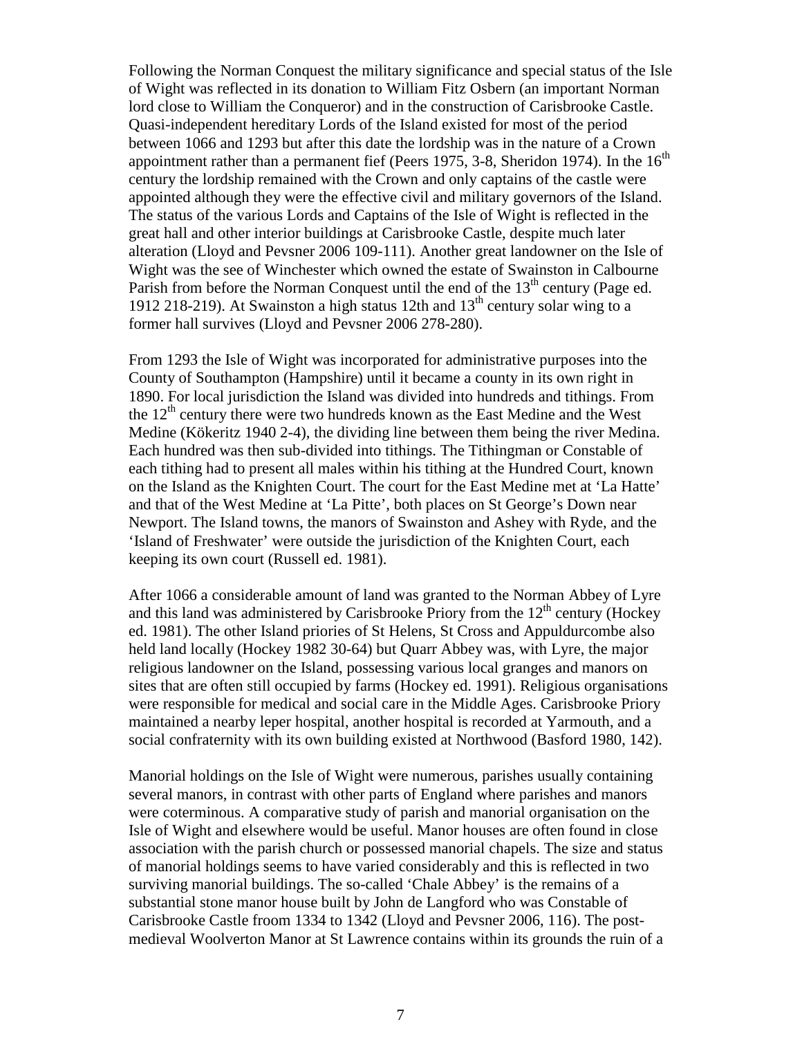Following the Norman Conquest the military significance and special status of the Isle of Wight was reflected in its donation to William Fitz Osbern (an important Norman lord close to William the Conqueror) and in the construction of Carisbrooke Castle. Quasi-independent hereditary Lords of the Island existed for most of the period between 1066 and 1293 but after this date the lordship was in the nature of a Crown appointment rather than a permanent fief (Peers 1975, 3-8, Sheridon 1974). In the 16th century the lordship remained with the Crown and only captains of the castle were appointed although they were the effective civil and military governors of the Island. The status of the various Lords and Captains of the Isle of Wight is reflected in the great hall and other interior buildings at Carisbrooke Castle, despite much later alteration (Lloyd and Pevsner 2006 109-111). Another great landowner on the Isle of Wight was the see of Winchester which owned the estate of Swainston in Calbourne Parish from before the Norman Conquest until the end of the 13th century (Page ed. 1912 218-219). At Swainston a high status 12th and 13th century solar wing to a former hall survives (Lloyd and Pevsner 2006 278-280).

From 1293 the Isle of Wight was incorporated for administrative purposes into the County of Southampton (Hampshire) until it became a county in its own right in 1890. For local jurisdiction the Island was divided into hundreds and tithings. From the 12th century there were two hundreds known as the East Medine and the West Medine (Kökeritz 1940 2-4), the dividing line between them being the river Medina. Each hundred was then sub-divided into tithings. The Tithingman or Constable of each tithing had to present all males within his tithing at the Hundred Court, known on the Island as the Knighten Court. The court for the East Medine met at 'La Hatte' and that of the West Medine at 'La Pitte', both places on St George's Down near Newport. The Island towns, the manors of Swainston and Ashey with Ryde, and the 'Island of Freshwater' were outside the jurisdiction of the Knighten Court, each keeping its own court (Russell ed. 1981).

After 1066 a considerable amount of land was granted to the Norman Abbey of Lyre and this land was administered by Carisbrooke Priory from the 12th century (Hockey ed. 1981). The other Island priories of St Helens, St Cross and Appuldurcombe also held land locally (Hockey 1982 30-64) but Quarr Abbey was, with Lyre, the major religious landowner on the Island, possessing various local granges and manors on sites that are often still occupied by farms (Hockey ed. 1991). Religious organisations were responsible for medical and social care in the Middle Ages. Carisbrooke Priory maintained a nearby leper hospital, another hospital is recorded at Yarmouth, and a social confraternity with its own building existed at Northwood (Basford 1980, 142).

Manorial holdings on the Isle of Wight were numerous, parishes usually containing several manors, in contrast with other parts of England where parishes and manors were coterminous. A comparative study of parish and manorial organisation on the Isle of Wight and elsewhere would be useful. Manor houses are often found in close association with the parish church or possessed manorial chapels. The size and status of manorial holdings seems to have varied considerably and this is reflected in two surviving manorial buildings. The so-called 'Chale Abbey' is the remains of a substantial stone manor house built by John de Langford who was Constable of Carisbrooke Castle froom 1334 to 1342 (Lloyd and Pevsner 2006, 116). The post-medieval Woolverton Manor at St Lawrence contains within its grounds the ruin of a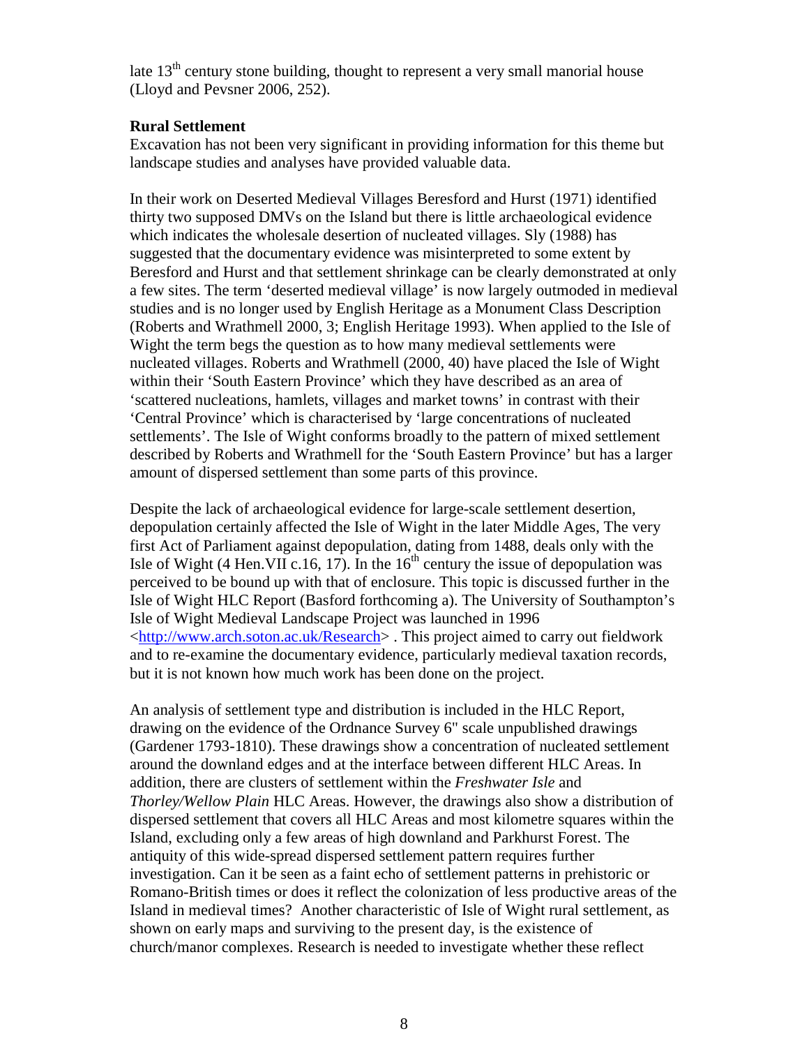late 13th century stone building, thought to represent a very small manorial house (Lloyd and Pevsner 2006, 252).

**Rural Settlement**

Excavation has not been very significant in providing information for this theme but landscape studies and analyses have provided valuable data.

In their work on Deserted Medieval Villages Beresford and Hurst (1971) identified thirty two supposed DMVs on the Island but there is little archaeological evidence which indicates the wholesale desertion of nucleated villages. Sly (1988) has suggested that the documentary evidence was misinterpreted to some extent by Beresford and Hurst and that settlement shrinkage can be clearly demonstrated at only a few sites. The term 'deserted medieval village' is now largely outmoded in medieval studies and is no longer used by English Heritage as a Monument Class Description (Roberts and Wrathmell 2000, 3; English Heritage 1993). When applied to the Isle of Wight the term begs the question as to how many medieval settlements were nucleated villages. Roberts and Wrathmell (2000, 40) have placed the Isle of Wight within their 'South Eastern Province' which they have described as an area of 'scattered nucleations, hamlets, villages and market towns' in contrast with their 'Central Province' which is characterised by 'large concentrations of nucleated settlements'. The Isle of Wight conforms broadly to the pattern of mixed settlement described by Roberts and Wrathmell for the 'South Eastern Province' but has a larger amount of dispersed settlement than some parts of this province.

Despite the lack of archaeological evidence for large-scale settlement desertion, depopulation certainly affected the Isle of Wight in the later Middle Ages, The very first Act of Parliament against depopulation, dating from 1488, deals only with the Isle of Wight (4 Hen.VII c.16, 17). In the 16th century the issue of depopulation was perceived to be bound up with that of enclosure. This topic is discussed further in the Isle of Wight HLC Report (Basford forthcoming a). The University of Southampton's Isle of Wight Medieval Landscape Project was launched in 1996 <http://www.arch.soton.ac.uk/Research> . This project aimed to carry out fieldwork and to re-examine the documentary evidence, particularly medieval taxation records, but it is not known how much work has been done on the project.

An analysis of settlement type and distribution is included in the HLC Report, drawing on the evidence of the Ordnance Survey 6" scale unpublished drawings (Gardener 1793-1810). These drawings show a concentration of nucleated settlement around the downland edges and at the interface between different HLC Areas. In addition, there are clusters of settlement within the *Freshwater Isle* and *Thorley/Wellow Plain* HLC Areas. However, the drawings also show a distribution of dispersed settlement that covers all HLC Areas and most kilometre squares within the Island, excluding only a few areas of high downland and Parkhurst Forest. The antiquity of this wide-spread dispersed settlement pattern requires further investigation. Can it be seen as a faint echo of settlement patterns in prehistoric or Romano-British times or does it reflect the colonization of less productive areas of the Island in medieval times? Another characteristic of Isle of Wight rural settlement, as shown on early maps and surviving to the present day, is the existence of church/manor complexes. Research is needed to investigate whether these reflect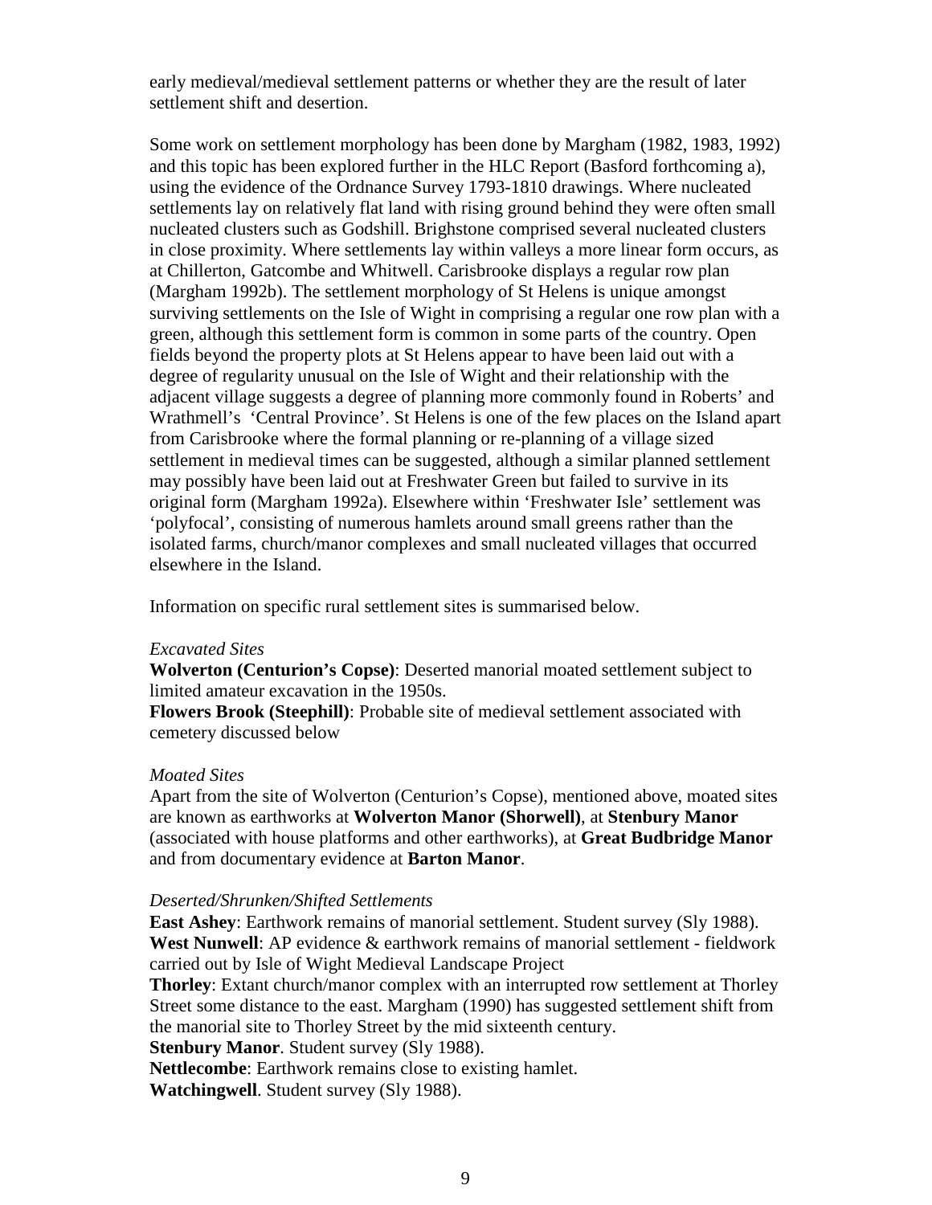early medieval/medieval settlement patterns or whether they are the result of later settlement shift and desertion.

Some work on settlement morphology has been done by Margham (1982, 1983, 1992) and this topic has been explored further in the HLC Report (Basford forthcoming a), using the evidence of the Ordnance Survey 1793-1810 drawings. Where nucleated settlements lay on relatively flat land with rising ground behind they were often small nucleated clusters such as Godshill. Brighstone comprised several nucleated clusters in close proximity. Where settlements lay within valleys a more linear form occurs, as at Chillerton, Gatcombe and Whitwell. Carisbrooke displays a regular row plan (Margham 1992b). The settlement morphology of St Helens is unique amongst surviving settlements on the Isle of Wight in comprising a regular one row plan with a green, although this settlement form is common in some parts of the country. Open fields beyond the property plots at St Helens appear to have been laid out with a degree of regularity unusual on the Isle of Wight and their relationship with the adjacent village suggests a degree of planning more commonly found in Roberts' and Wrathmell's 'Central Province'. St Helens is one of the few places on the Island apart from Carisbrooke where the formal planning or re-planning of a village sized settlement in medieval times can be suggested, although a similar planned settlement may possibly have been laid out at Freshwater Green but failed to survive in its original form (Margham 1992a). Elsewhere within 'Freshwater Isle' settlement was 'polyfocal', consisting of numerous hamlets around small greens rather than the isolated farms, church/manor complexes and small nucleated villages that occurred elsewhere in the Island.

Information on specific rural settlement sites is summarised below.

*Excavated Sites*

**Wolverton (Centurion's Copse)**: Deserted manorial moated settlement subject to limited amateur excavation in the 1950s.

**Flowers Brook (Steephill)**: Probable site of medieval settlement associated with cemetery discussed below

*Moated Sites*

Apart from the site of Wolverton (Centurion's Copse), mentioned above, moated sites are known as earthworks at **Wolverton Manor (Shorwell)**, at **Stenbury Manor** (associated with house platforms and other earthworks), at **Great Budbridge Manor** and from documentary evidence at **Barton Manor**.

*Deserted/Shrunken/Shifted Settlements*

**East Ashey**: Earthwork remains of manorial settlement. Student survey (Sly 1988).

**West Nunwell**: AP evidence & earthwork remains of manorial settlement - fieldwork carried out by Isle of Wight Medieval Landscape Project

**Thorley**: Extant church/manor complex with an interrupted row settlement at Thorley Street some distance to the east. Margham (1990) has suggested settlement shift from the manorial site to Thorley Street by the mid sixteenth century.

**Stenbury Manor**. Student survey (Sly 1988).

**Nettlecombe**: Earthwork remains close to existing hamlet.

**Watchingwell**. Student survey (Sly 1988).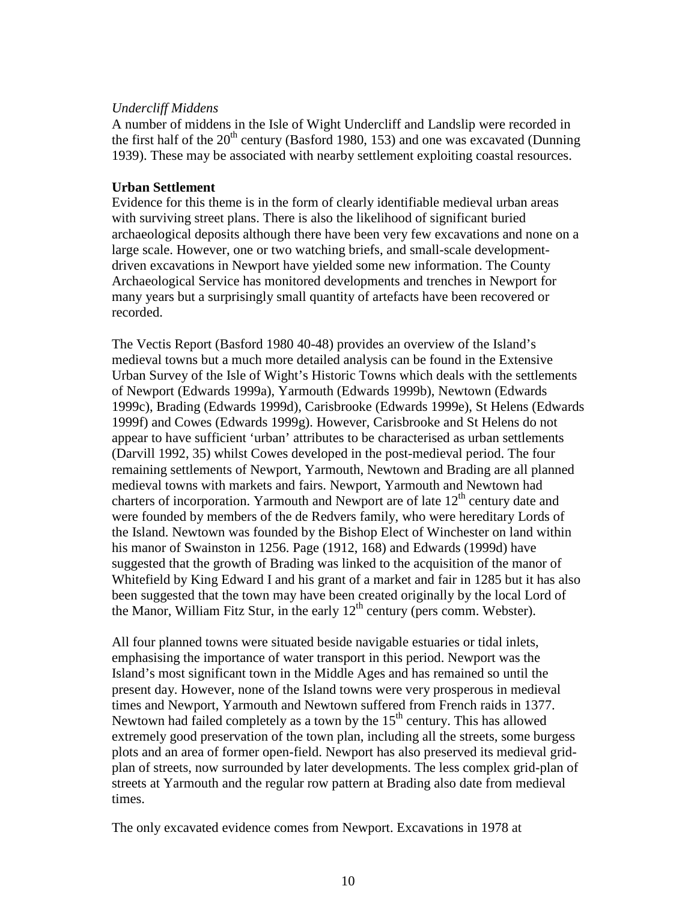*Undercliff Middens*

A number of middens in the Isle of Wight Undercliff and Landslip were recorded in the first half of the 20th century (Basford 1980, 153) and one was excavated (Dunning 1939). These may be associated with nearby settlement exploiting coastal resources.

**Urban Settlement**

Evidence for this theme is in the form of clearly identifiable medieval urban areas with surviving street plans. There is also the likelihood of significant buried archaeological deposits although there have been very few excavations and none on a large scale. However, one or two watching briefs, and small-scale development-driven excavations in Newport have yielded some new information. The County Archaeological Service has monitored developments and trenches in Newport for many years but a surprisingly small quantity of artefacts have been recovered or recorded.

The Vectis Report (Basford 1980 40-48) provides an overview of the Island's medieval towns but a much more detailed analysis can be found in the Extensive Urban Survey of the Isle of Wight's Historic Towns which deals with the settlements of Newport (Edwards 1999a), Yarmouth (Edwards 1999b), Newtown (Edwards 1999c), Brading (Edwards 1999d), Carisbrooke (Edwards 1999e), St Helens (Edwards 1999f) and Cowes (Edwards 1999g). However, Carisbrooke and St Helens do not appear to have sufficient 'urban' attributes to be characterised as urban settlements (Darvill 1992, 35) whilst Cowes developed in the post-medieval period. The four remaining settlements of Newport, Yarmouth, Newtown and Brading are all planned medieval towns with markets and fairs. Newport, Yarmouth and Newtown had charters of incorporation. Yarmouth and Newport are of late 12th century date and were founded by members of the de Redvers family, who were hereditary Lords of the Island. Newtown was founded by the Bishop Elect of Winchester on land within his manor of Swainston in 1256. Page (1912, 168) and Edwards (1999d) have suggested that the growth of Brading was linked to the acquisition of the manor of Whitefield by King Edward I and his grant of a market and fair in 1285 but it has also been suggested that the town may have been created originally by the local Lord of the Manor, William Fitz Stur, in the early 12th century (pers comm. Webster).

All four planned towns were situated beside navigable estuaries or tidal inlets, emphasising the importance of water transport in this period. Newport was the Island's most significant town in the Middle Ages and has remained so until the present day. However, none of the Island towns were very prosperous in medieval times and Newport, Yarmouth and Newtown suffered from French raids in 1377. Newtown had failed completely as a town by the 15th century. This has allowed extremely good preservation of the town plan, including all the streets, some burgess plots and an area of former open-field. Newport has also preserved its medieval grid-plan of streets, now surrounded by later developments. The less complex grid-plan of streets at Yarmouth and the regular row pattern at Brading also date from medieval times.

The only excavated evidence comes from Newport. Excavations in 1978 at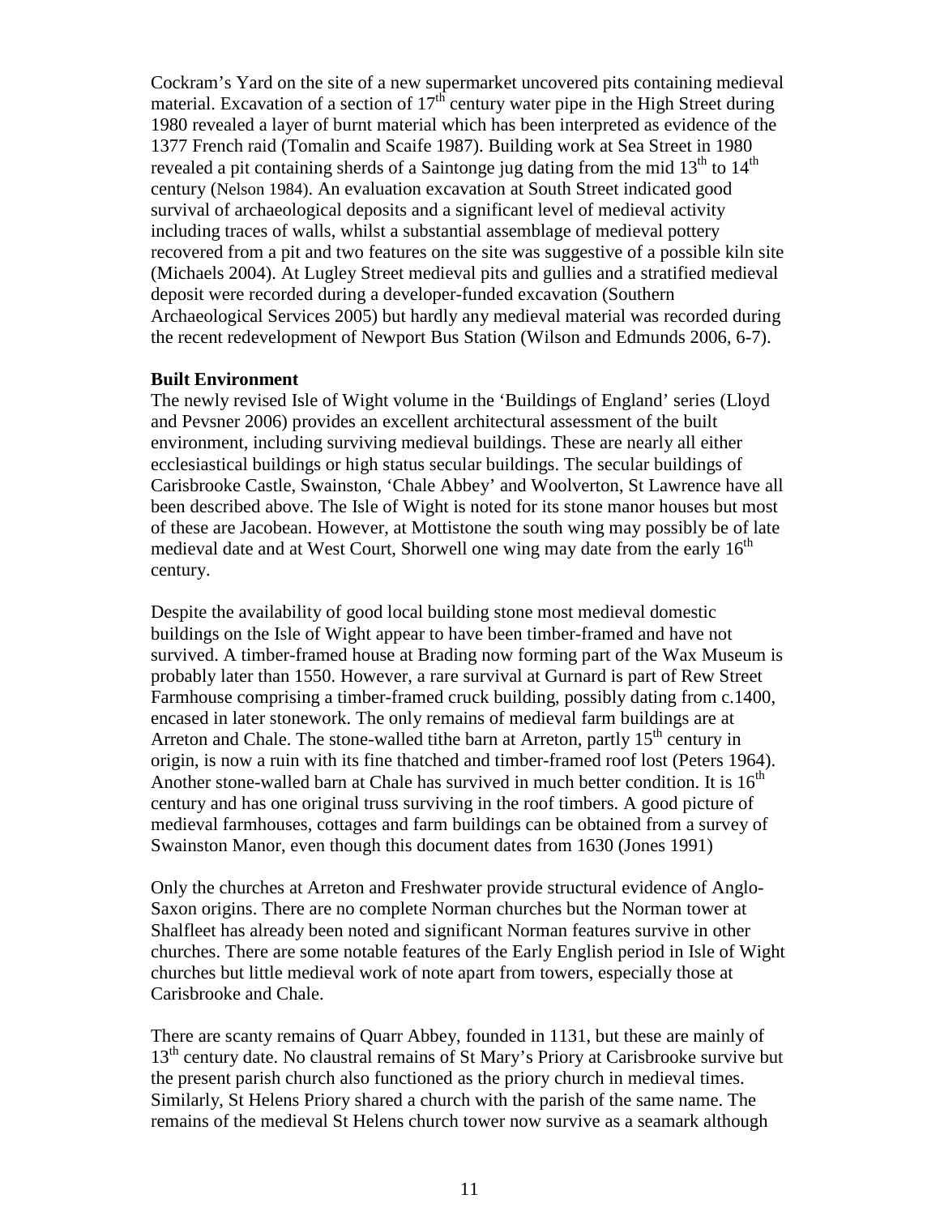Cockram's Yard on the site of a new supermarket uncovered pits containing medieval material. Excavation of a section of 17th century water pipe in the High Street during 1980 revealed a layer of burnt material which has been interpreted as evidence of the 1377 French raid (Tomalin and Scaife 1987). Building work at Sea Street in 1980 revealed a pit containing sherds of a Saintonge jug dating from the mid 13th to 14th century (Nelson 1984). An evaluation excavation at South Street indicated good survival of archaeological deposits and a significant level of medieval activity including traces of walls, whilst a substantial assemblage of medieval pottery recovered from a pit and two features on the site was suggestive of a possible kiln site (Michaels 2004). At Lugley Street medieval pits and gullies and a stratified medieval deposit were recorded during a developer-funded excavation (Southern Archaeological Services 2005) but hardly any medieval material was recorded during the recent redevelopment of Newport Bus Station (Wilson and Edmunds 2006, 6-7).

**Built Environment**

The newly revised Isle of Wight volume in the 'Buildings of England' series (Lloyd and Pevsner 2006) provides an excellent architectural assessment of the built environment, including surviving medieval buildings. These are nearly all either ecclesiastical buildings or high status secular buildings. The secular buildings of Carisbrooke Castle, Swainston, 'Chale Abbey' and Woolverton, St Lawrence have all been described above. The Isle of Wight is noted for its stone manor houses but most of these are Jacobean. However, at Mottistone the south wing may possibly be of late medieval date and at West Court, Shorwell one wing may date from the early 16th century.

Despite the availability of good local building stone most medieval domestic buildings on the Isle of Wight appear to have been timber-framed and have not survived. A timber-framed house at Brading now forming part of the Wax Museum is probably later than 1550. However, a rare survival at Gurnard is part of Rew Street Farmhouse comprising a timber-framed cruck building, possibly dating from c.1400, encased in later stonework. The only remains of medieval farm buildings are at Arreton and Chale. The stone-walled tithe barn at Arreton, partly 15th century in origin, is now a ruin with its fine thatched and timber-framed roof lost (Peters 1964). Another stone-walled barn at Chale has survived in much better condition. It is 16th century and has one original truss surviving in the roof timbers. A good picture of medieval farmhouses, cottages and farm buildings can be obtained from a survey of Swainston Manor, even though this document dates from 1630 (Jones 1991)

Only the churches at Arreton and Freshwater provide structural evidence of Anglo-Saxon origins. There are no complete Norman churches but the Norman tower at Shalfleet has already been noted and significant Norman features survive in other churches. There are some notable features of the Early English period in Isle of Wight churches but little medieval work of note apart from towers, especially those at Carisbrooke and Chale.

There are scanty remains of Quarr Abbey, founded in 1131, but these are mainly of 13th century date. No claustral remains of St Mary's Priory at Carisbrooke survive but the present parish church also functioned as the priory church in medieval times. Similarly, St Helens Priory shared a church with the parish of the same name. The remains of the medieval St Helens church tower now survive as a seamark although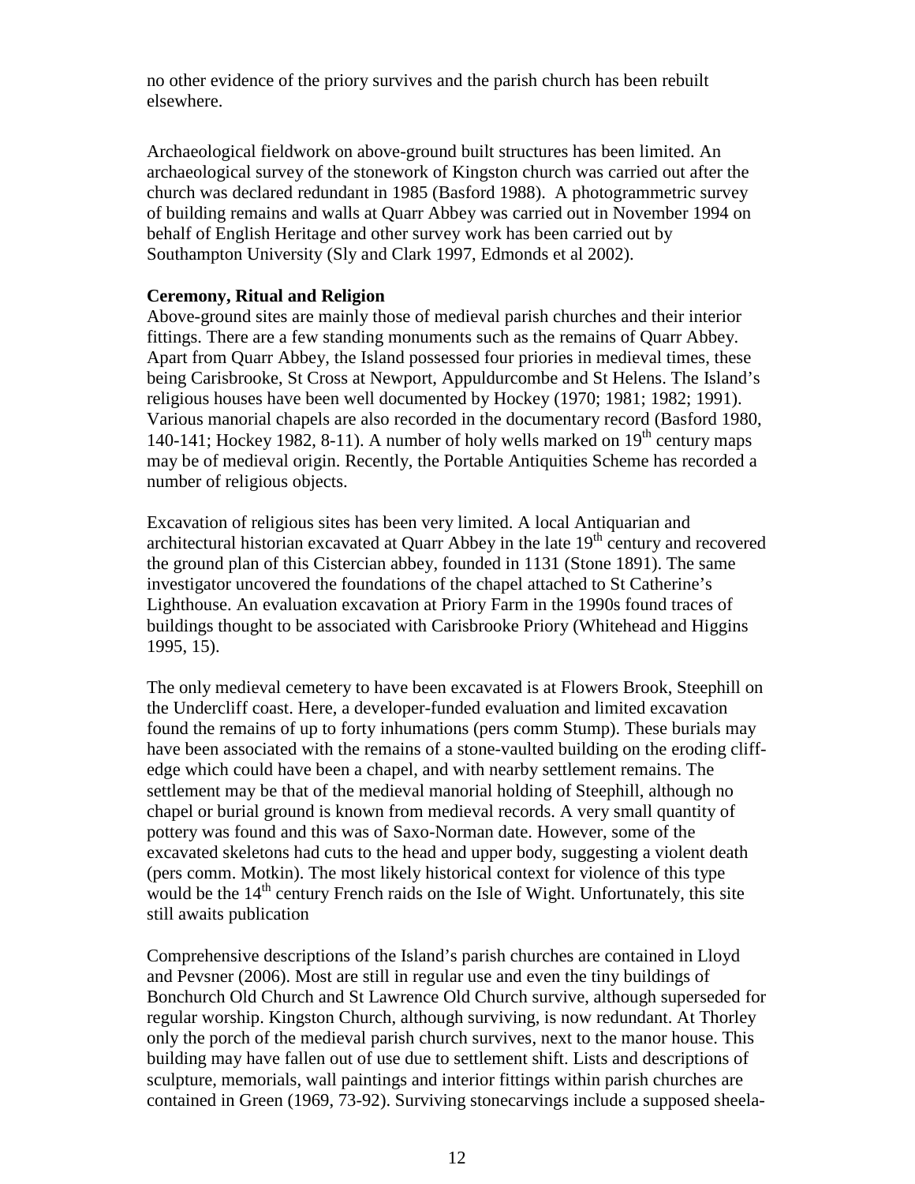no other evidence of the priory survives and the parish church has been rebuilt elsewhere.

Archaeological fieldwork on above-ground built structures has been limited. An archaeological survey of the stonework of Kingston church was carried out after the church was declared redundant in 1985 (Basford 1988). A photogrammetric survey of building remains and walls at Quarr Abbey was carried out in November 1994 on behalf of English Heritage and other survey work has been carried out by Southampton University (Sly and Clark 1997, Edmonds et al 2002).

**Ceremony, Ritual and Religion**

Above-ground sites are mainly those of medieval parish churches and their interior fittings. There are a few standing monuments such as the remains of Quarr Abbey. Apart from Quarr Abbey, the Island possessed four priories in medieval times, these being Carisbrooke, St Cross at Newport, Appuldurcombe and St Helens. The Island's religious houses have been well documented by Hockey (1970; 1981; 1982; 1991). Various manorial chapels are also recorded in the documentary record (Basford 1980, 140-141; Hockey 1982, 8-11). A number of holy wells marked on 19th century maps may be of medieval origin. Recently, the Portable Antiquities Scheme has recorded a number of religious objects.

Excavation of religious sites has been very limited. A local Antiquarian and architectural historian excavated at Quarr Abbey in the late 19th century and recovered the ground plan of this Cistercian abbey, founded in 1131 (Stone 1891). The same investigator uncovered the foundations of the chapel attached to St Catherine's Lighthouse. An evaluation excavation at Priory Farm in the 1990s found traces of buildings thought to be associated with Carisbrooke Priory (Whitehead and Higgins 1995, 15).

The only medieval cemetery to have been excavated is at Flowers Brook, Steephill on the Undercliff coast. Here, a developer-funded evaluation and limited excavation found the remains of up to forty inhumations (pers comm Stump). These burials may have been associated with the remains of a stone-vaulted building on the eroding cliff-edge which could have been a chapel, and with nearby settlement remains. The settlement may be that of the medieval manorial holding of Steephill, although no chapel or burial ground is known from medieval records. A very small quantity of pottery was found and this was of Saxo-Norman date. However, some of the excavated skeletons had cuts to the head and upper body, suggesting a violent death (pers comm. Motkin). The most likely historical context for violence of this type would be the 14th century French raids on the Isle of Wight. Unfortunately, this site still awaits publication

Comprehensive descriptions of the Island's parish churches are contained in Lloyd and Pevsner (2006). Most are still in regular use and even the tiny buildings of Bonchurch Old Church and St Lawrence Old Church survive, although superseded for regular worship. Kingston Church, although surviving, is now redundant. At Thorley only the porch of the medieval parish church survives, next to the manor house. This building may have fallen out of use due to settlement shift. Lists and descriptions of sculpture, memorials, wall paintings and interior fittings within parish churches are contained in Green (1969, 73-92). Surviving stonecarvings include a supposed sheela-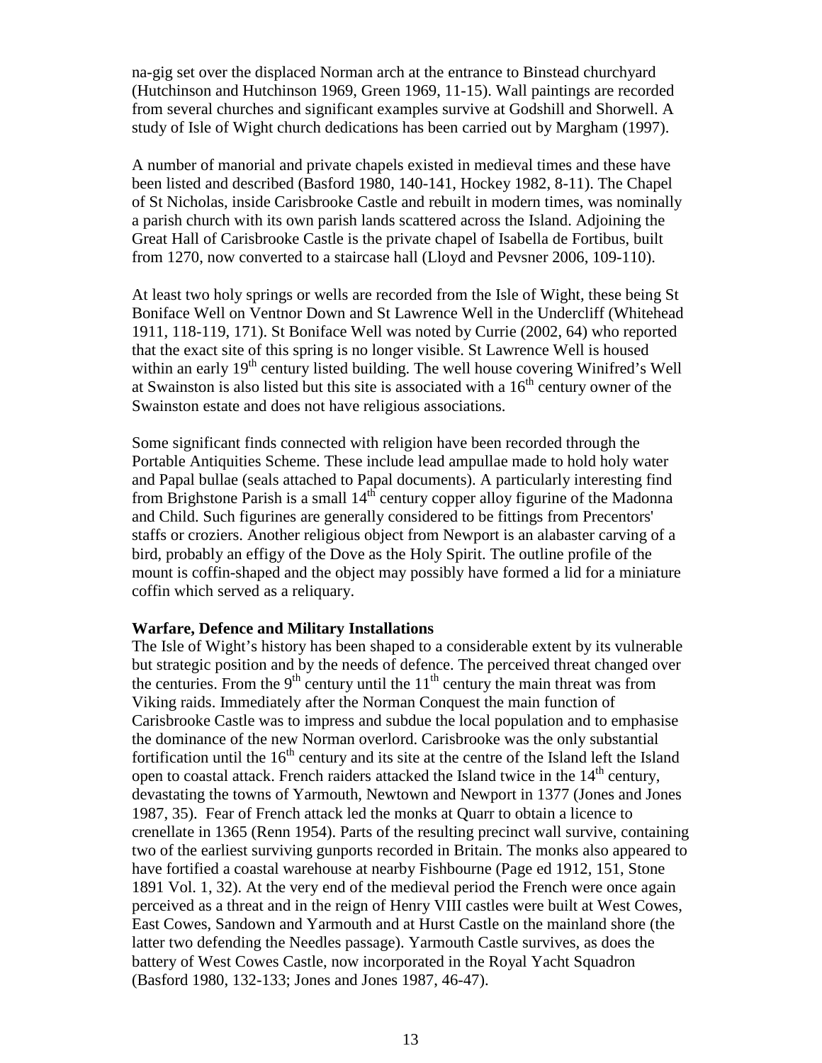na-gig set over the displaced Norman arch at the entrance to Binstead churchyard (Hutchinson and Hutchinson 1969, Green 1969, 11-15). Wall paintings are recorded from several churches and significant examples survive at Godshill and Shorwell. A study of Isle of Wight church dedications has been carried out by Margham (1997).

A number of manorial and private chapels existed in medieval times and these have been listed and described (Basford 1980, 140-141, Hockey 1982, 8-11). The Chapel of St Nicholas, inside Carisbrooke Castle and rebuilt in modern times, was nominally a parish church with its own parish lands scattered across the Island. Adjoining the Great Hall of Carisbrooke Castle is the private chapel of Isabella de Fortibus, built from 1270, now converted to a staircase hall (Lloyd and Pevsner 2006, 109-110).

At least two holy springs or wells are recorded from the Isle of Wight, these being St Boniface Well on Ventnor Down and St Lawrence Well in the Undercliff (Whitehead 1911, 118-119, 171). St Boniface Well was noted by Currie (2002, 64) who reported that the exact site of this spring is no longer visible. St Lawrence Well is housed within an early 19th century listed building. The well house covering Winifred's Well at Swainston is also listed but this site is associated with a 16th century owner of the Swainston estate and does not have religious associations.

Some significant finds connected with religion have been recorded through the Portable Antiquities Scheme. These include lead ampullae made to hold holy water and Papal bullae (seals attached to Papal documents). A particularly interesting find from Brighstone Parish is a small 14th century copper alloy figurine of the Madonna and Child. Such figurines are generally considered to be fittings from Precentors' staffs or croziers. Another religious object from Newport is an alabaster carving of a bird, probably an effigy of the Dove as the Holy Spirit. The outline profile of the mount is coffin-shaped and the object may possibly have formed a lid for a miniature coffin which served as a reliquary.

**Warfare, Defence and Military Installations**

The Isle of Wight's history has been shaped to a considerable extent by its vulnerable but strategic position and by the needs of defence. The perceived threat changed over the centuries. From the 9th century until the 11th century the main threat was from Viking raids. Immediately after the Norman Conquest the main function of Carisbrooke Castle was to impress and subdue the local population and to emphasise the dominance of the new Norman overlord. Carisbrooke was the only substantial fortification until the 16th century and its site at the centre of the Island left the Island open to coastal attack. French raiders attacked the Island twice in the 14th century, devastating the towns of Yarmouth, Newtown and Newport in 1377 (Jones and Jones 1987, 35). Fear of French attack led the monks at Quarr to obtain a licence to crenellate in 1365 (Renn 1954). Parts of the resulting precinct wall survive, containing two of the earliest surviving gunports recorded in Britain. The monks also appeared to have fortified a coastal warehouse at nearby Fishbourne (Page ed 1912, 151, Stone 1891 Vol. 1, 32). At the very end of the medieval period the French were once again perceived as a threat and in the reign of Henry VIII castles were built at West Cowes, East Cowes, Sandown and Yarmouth and at Hurst Castle on the mainland shore (the latter two defending the Needles passage). Yarmouth Castle survives, as does the battery of West Cowes Castle, now incorporated in the Royal Yacht Squadron (Basford 1980, 132-133; Jones and Jones 1987, 46-47).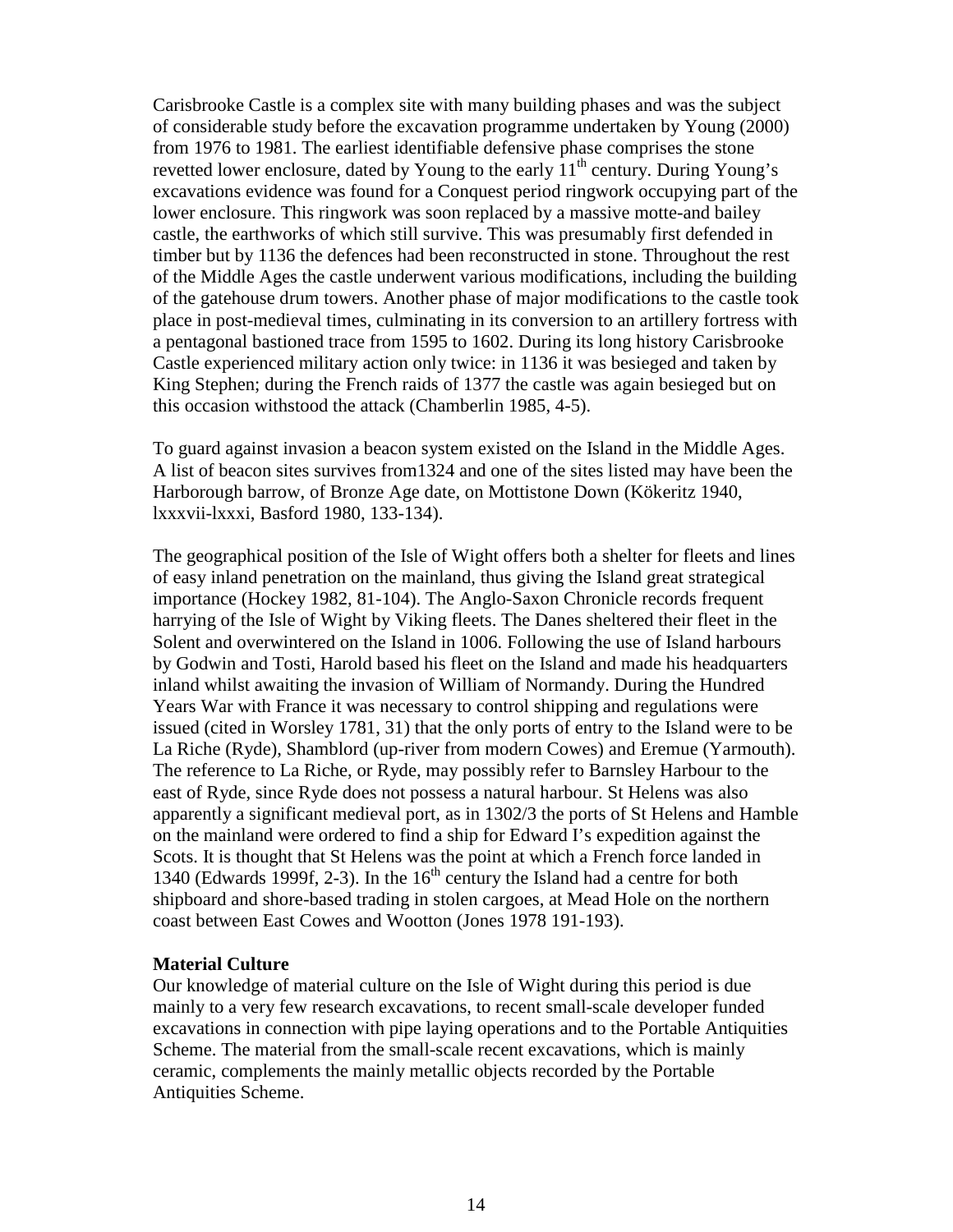Carisbrooke Castle is a complex site with many building phases and was the subject of considerable study before the excavation programme undertaken by Young (2000) from 1976 to 1981. The earliest identifiable defensive phase comprises the stone revetted lower enclosure, dated by Young to the early 11th century. During Young's excavations evidence was found for a Conquest period ringwork occupying part of the lower enclosure. This ringwork was soon replaced by a massive motte-and bailey castle, the earthworks of which still survive. This was presumably first defended in timber but by 1136 the defences had been reconstructed in stone. Throughout the rest of the Middle Ages the castle underwent various modifications, including the building of the gatehouse drum towers. Another phase of major modifications to the castle took place in post-medieval times, culminating in its conversion to an artillery fortress with a pentagonal bastioned trace from 1595 to 1602. During its long history Carisbrooke Castle experienced military action only twice: in 1136 it was besieged and taken by King Stephen; during the French raids of 1377 the castle was again besieged but on this occasion withstood the attack (Chamberlin 1985, 4-5).

To guard against invasion a beacon system existed on the Island in the Middle Ages. A list of beacon sites survives from1324 and one of the sites listed may have been the Harborough barrow, of Bronze Age date, on Mottistone Down (Kökeritz 1940, lxxxvii-lxxxi, Basford 1980, 133-134).

The geographical position of the Isle of Wight offers both a shelter for fleets and lines of easy inland penetration on the mainland, thus giving the Island great strategical importance (Hockey 1982, 81-104). The Anglo-Saxon Chronicle records frequent harrying of the Isle of Wight by Viking fleets. The Danes sheltered their fleet in the Solent and overwintered on the Island in 1006. Following the use of Island harbours by Godwin and Tosti, Harold based his fleet on the Island and made his headquarters inland whilst awaiting the invasion of William of Normandy. During the Hundred Years War with France it was necessary to control shipping and regulations were issued (cited in Worsley 1781, 31) that the only ports of entry to the Island were to be La Riche (Ryde), Shamblord (up-river from modern Cowes) and Eremue (Yarmouth). The reference to La Riche, or Ryde, may possibly refer to Barnsley Harbour to the east of Ryde, since Ryde does not possess a natural harbour. St Helens was also apparently a significant medieval port, as in 1302/3 the ports of St Helens and Hamble on the mainland were ordered to find a ship for Edward I's expedition against the Scots. It is thought that St Helens was the point at which a French force landed in 1340 (Edwards 1999f, 2-3). In the 16th century the Island had a centre for both shipboard and shore-based trading in stolen cargoes, at Mead Hole on the northern coast between East Cowes and Wootton (Jones 1978 191-193).

**Material Culture**

Our knowledge of material culture on the Isle of Wight during this period is due mainly to a very few research excavations, to recent small-scale developer funded excavations in connection with pipe laying operations and to the Portable Antiquities Scheme. The material from the small-scale recent excavations, which is mainly ceramic, complements the mainly metallic objects recorded by the Portable Antiquities Scheme.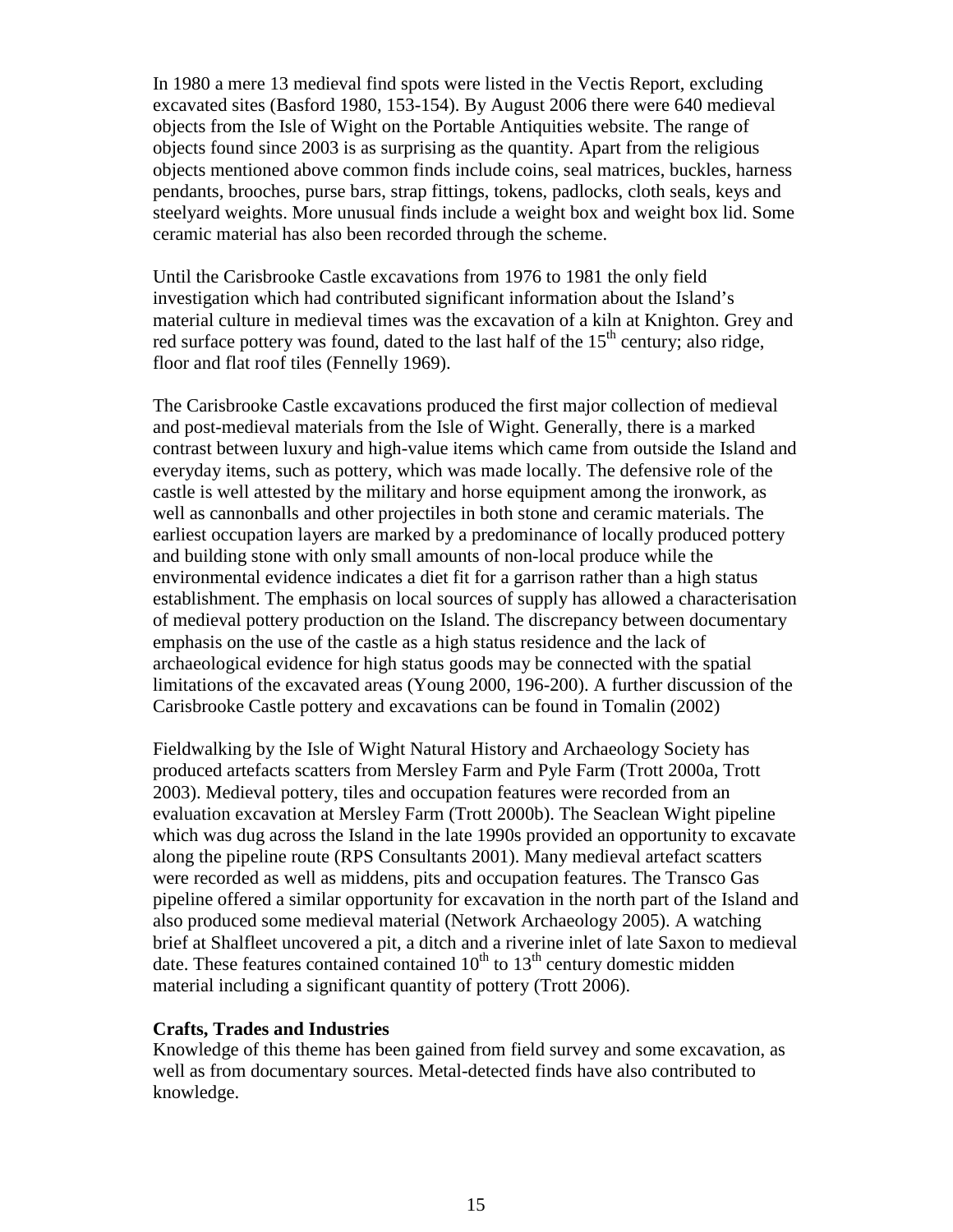In 1980 a mere 13 medieval find spots were listed in the Vectis Report, excluding excavated sites (Basford 1980, 153-154). By August 2006 there were 640 medieval objects from the Isle of Wight on the Portable Antiquities website. The range of objects found since 2003 is as surprising as the quantity. Apart from the religious objects mentioned above common finds include coins, seal matrices, buckles, harness pendants, brooches, purse bars, strap fittings, tokens, padlocks, cloth seals, keys and steelyard weights. More unusual finds include a weight box and weight box lid. Some ceramic material has also been recorded through the scheme.

Until the Carisbrooke Castle excavations from 1976 to 1981 the only field investigation which had contributed significant information about the Island's material culture in medieval times was the excavation of a kiln at Knighton. Grey and red surface pottery was found, dated to the last half of the 15th century; also ridge, floor and flat roof tiles (Fennelly 1969).

The Carisbrooke Castle excavations produced the first major collection of medieval and post-medieval materials from the Isle of Wight. Generally, there is a marked contrast between luxury and high-value items which came from outside the Island and everyday items, such as pottery, which was made locally. The defensive role of the castle is well attested by the military and horse equipment among the ironwork, as well as cannonballs and other projectiles in both stone and ceramic materials. The earliest occupation layers are marked by a predominance of locally produced pottery and building stone with only small amounts of non-local produce while the environmental evidence indicates a diet fit for a garrison rather than a high status establishment. The emphasis on local sources of supply has allowed a characterisation of medieval pottery production on the Island. The discrepancy between documentary emphasis on the use of the castle as a high status residence and the lack of archaeological evidence for high status goods may be connected with the spatial limitations of the excavated areas (Young 2000, 196-200). A further discussion of the Carisbrooke Castle pottery and excavations can be found in Tomalin (2002)

Fieldwalking by the Isle of Wight Natural History and Archaeology Society has produced artefacts scatters from Mersley Farm and Pyle Farm (Trott 2000a, Trott 2003). Medieval pottery, tiles and occupation features were recorded from an evaluation excavation at Mersley Farm (Trott 2000b). The Seaclean Wight pipeline which was dug across the Island in the late 1990s provided an opportunity to excavate along the pipeline route (RPS Consultants 2001). Many medieval artefact scatters were recorded as well as middens, pits and occupation features. The Transco Gas pipeline offered a similar opportunity for excavation in the north part of the Island and also produced some medieval material (Network Archaeology 2005). A watching brief at Shalfleet uncovered a pit, a ditch and a riverine inlet of late Saxon to medieval date. These features contained contained 10th to 13th century domestic midden material including a significant quantity of pottery (Trott 2006).

**Crafts, Trades and Industries**

Knowledge of this theme has been gained from field survey and some excavation, as well as from documentary sources. Metal-detected finds have also contributed to knowledge.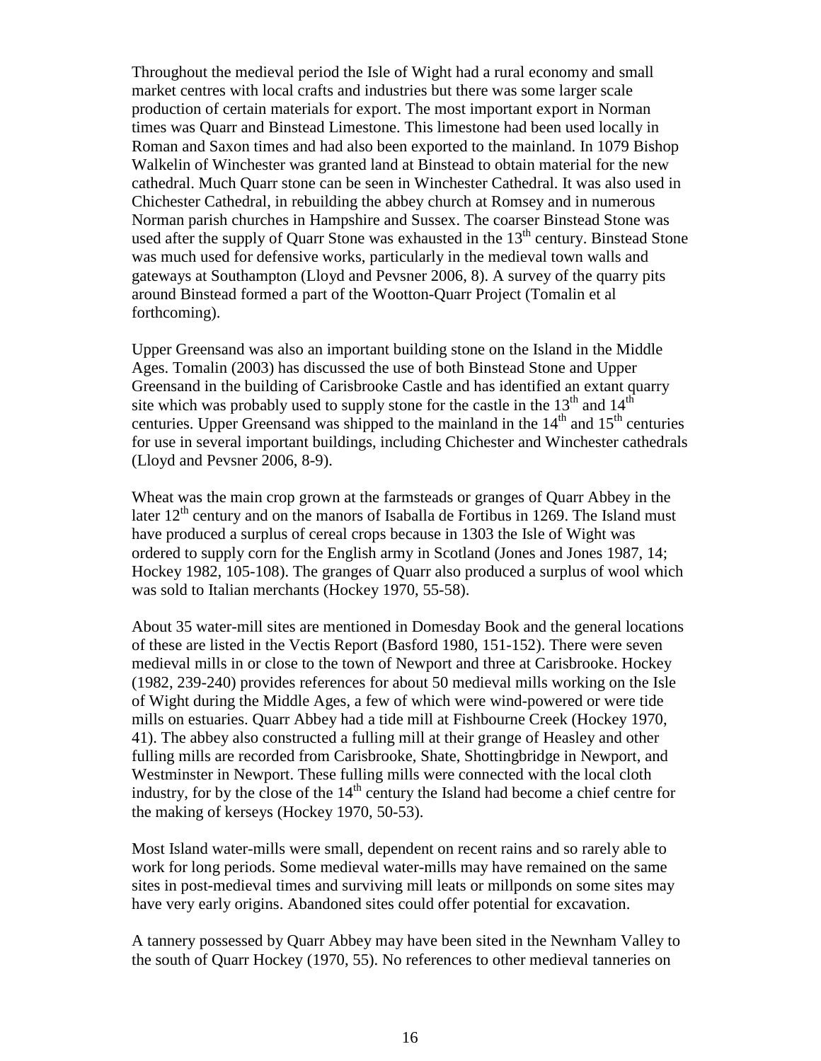Throughout the medieval period the Isle of Wight had a rural economy and small market centres with local crafts and industries but there was some larger scale production of certain materials for export. The most important export in Norman times was Quarr and Binstead Limestone. This limestone had been used locally in Roman and Saxon times and had also been exported to the mainland. In 1079 Bishop Walkelin of Winchester was granted land at Binstead to obtain material for the new cathedral. Much Quarr stone can be seen in Winchester Cathedral. It was also used in Chichester Cathedral, in rebuilding the abbey church at Romsey and in numerous Norman parish churches in Hampshire and Sussex. The coarser Binstead Stone was used after the supply of Quarr Stone was exhausted in the 13th century. Binstead Stone was much used for defensive works, particularly in the medieval town walls and gateways at Southampton (Lloyd and Pevsner 2006, 8). A survey of the quarry pits around Binstead formed a part of the Wootton-Quarr Project (Tomalin et al forthcoming).

Upper Greensand was also an important building stone on the Island in the Middle Ages. Tomalin (2003) has discussed the use of both Binstead Stone and Upper Greensand in the building of Carisbrooke Castle and has identified an extant quarry site which was probably used to supply stone for the castle in the 13th and 14th centuries. Upper Greensand was shipped to the mainland in the 14th and 15th centuries for use in several important buildings, including Chichester and Winchester cathedrals (Lloyd and Pevsner 2006, 8-9).

Wheat was the main crop grown at the farmsteads or granges of Quarr Abbey in the later 12th century and on the manors of Isaballa de Fortibus in 1269. The Island must have produced a surplus of cereal crops because in 1303 the Isle of Wight was ordered to supply corn for the English army in Scotland (Jones and Jones 1987, 14; Hockey 1982, 105-108). The granges of Quarr also produced a surplus of wool which was sold to Italian merchants (Hockey 1970, 55-58).

About 35 water-mill sites are mentioned in Domesday Book and the general locations of these are listed in the Vectis Report (Basford 1980, 151-152). There were seven medieval mills in or close to the town of Newport and three at Carisbrooke. Hockey (1982, 239-240) provides references for about 50 medieval mills working on the Isle of Wight during the Middle Ages, a few of which were wind-powered or were tide mills on estuaries. Quarr Abbey had a tide mill at Fishbourne Creek (Hockey 1970, 41). The abbey also constructed a fulling mill at their grange of Heasley and other fulling mills are recorded from Carisbrooke, Shate, Shottingbridge in Newport, and Westminster in Newport. These fulling mills were connected with the local cloth industry, for by the close of the 14th century the Island had become a chief centre for the making of kerseys (Hockey 1970, 50-53).

Most Island water-mills were small, dependent on recent rains and so rarely able to work for long periods. Some medieval water-mills may have remained on the same sites in post-medieval times and surviving mill leats or millponds on some sites may have very early origins. Abandoned sites could offer potential for excavation.

A tannery possessed by Quarr Abbey may have been sited in the Newnham Valley to the south of Quarr Hockey (1970, 55). No references to other medieval tanneries on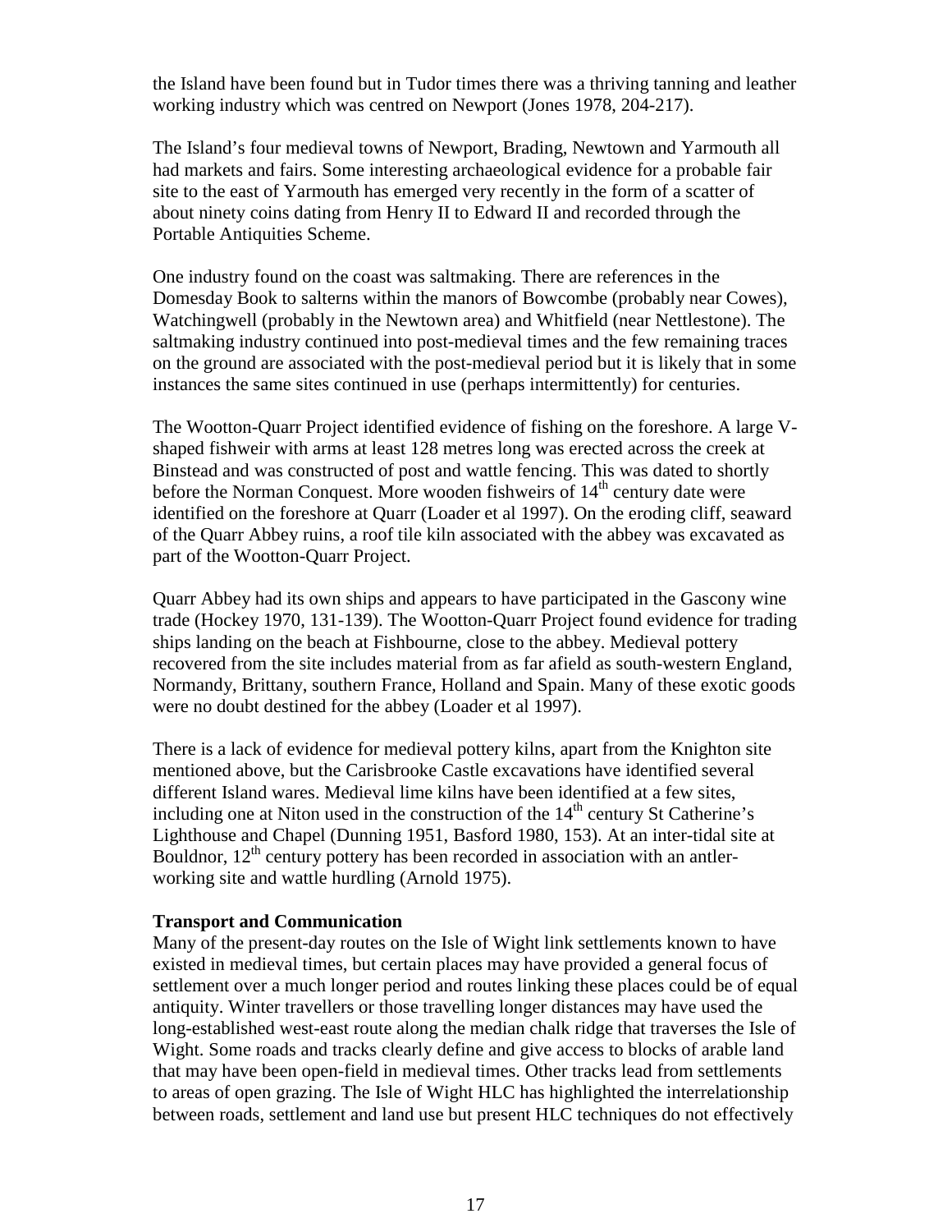the Island have been found but in Tudor times there was a thriving tanning and leather working industry which was centred on Newport (Jones 1978, 204-217).

The Island's four medieval towns of Newport, Brading, Newtown and Yarmouth all had markets and fairs. Some interesting archaeological evidence for a probable fair site to the east of Yarmouth has emerged very recently in the form of a scatter of about ninety coins dating from Henry II to Edward II and recorded through the Portable Antiquities Scheme.

One industry found on the coast was saltmaking. There are references in the Domesday Book to salterns within the manors of Bowcombe (probably near Cowes), Watchingwell (probably in the Newtown area) and Whitfield (near Nettlestone). The saltmaking industry continued into post-medieval times and the few remaining traces on the ground are associated with the post-medieval period but it is likely that in some instances the same sites continued in use (perhaps intermittently) for centuries.

The Wootton-Quarr Project identified evidence of fishing on the foreshore. A large V-shaped fishweir with arms at least 128 metres long was erected across the creek at Binstead and was constructed of post and wattle fencing. This was dated to shortly before the Norman Conquest. More wooden fishweirs of 14th century date were identified on the foreshore at Quarr (Loader et al 1997). On the eroding cliff, seaward of the Quarr Abbey ruins, a roof tile kiln associated with the abbey was excavated as part of the Wootton-Quarr Project.

Quarr Abbey had its own ships and appears to have participated in the Gascony wine trade (Hockey 1970, 131-139). The Wootton-Quarr Project found evidence for trading ships landing on the beach at Fishbourne, close to the abbey. Medieval pottery recovered from the site includes material from as far afield as south-western England, Normandy, Brittany, southern France, Holland and Spain. Many of these exotic goods were no doubt destined for the abbey (Loader et al 1997).

There is a lack of evidence for medieval pottery kilns, apart from the Knighton site mentioned above, but the Carisbrooke Castle excavations have identified several different Island wares. Medieval lime kilns have been identified at a few sites, including one at Niton used in the construction of the 14th century St Catherine's Lighthouse and Chapel (Dunning 1951, Basford 1980, 153). At an inter-tidal site at Bouldnor, 12th century pottery has been recorded in association with an antler-working site and wattle hurdling (Arnold 1975).

**Transport and Communication**

Many of the present-day routes on the Isle of Wight link settlements known to have existed in medieval times, but certain places may have provided a general focus of settlement over a much longer period and routes linking these places could be of equal antiquity. Winter travellers or those travelling longer distances may have used the long-established west-east route along the median chalk ridge that traverses the Isle of Wight. Some roads and tracks clearly define and give access to blocks of arable land that may have been open-field in medieval times. Other tracks lead from settlements to areas of open grazing. The Isle of Wight HLC has highlighted the interrelationship between roads, settlement and land use but present HLC techniques do not effectively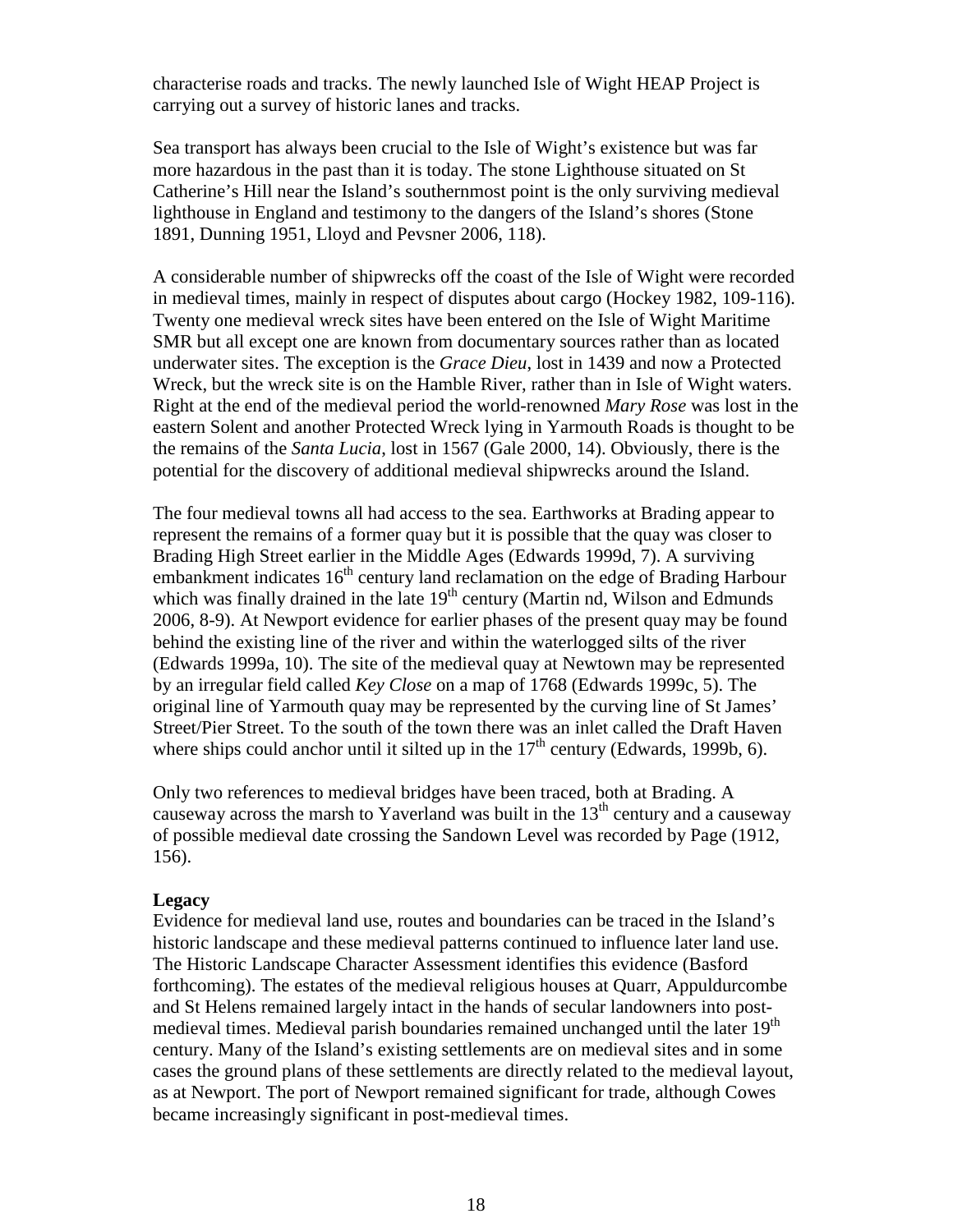characterise roads and tracks. The newly launched Isle of Wight HEAP Project is carrying out a survey of historic lanes and tracks.

Sea transport has always been crucial to the Isle of Wight's existence but was far more hazardous in the past than it is today. The stone Lighthouse situated on St Catherine's Hill near the Island's southernmost point is the only surviving medieval lighthouse in England and testimony to the dangers of the Island's shores (Stone 1891, Dunning 1951, Lloyd and Pevsner 2006, 118).

A considerable number of shipwrecks off the coast of the Isle of Wight were recorded in medieval times, mainly in respect of disputes about cargo (Hockey 1982, 109-116). Twenty one medieval wreck sites have been entered on the Isle of Wight Maritime SMR but all except one are known from documentary sources rather than as located underwater sites. The exception is the *Grace Dieu*, lost in 1439 and now a Protected Wreck, but the wreck site is on the Hamble River, rather than in Isle of Wight waters. Right at the end of the medieval period the world-renowned *Mary Rose* was lost in the eastern Solent and another Protected Wreck lying in Yarmouth Roads is thought to be the remains of the *Santa Lucia*, lost in 1567 (Gale 2000, 14). Obviously, there is the potential for the discovery of additional medieval shipwrecks around the Island.

The four medieval towns all had access to the sea. Earthworks at Brading appear to represent the remains of a former quay but it is possible that the quay was closer to Brading High Street earlier in the Middle Ages (Edwards 1999d, 7). A surviving embankment indicates 16th century land reclamation on the edge of Brading Harbour which was finally drained in the late 19th century (Martin nd, Wilson and Edmunds 2006, 8-9). At Newport evidence for earlier phases of the present quay may be found behind the existing line of the river and within the waterlogged silts of the river (Edwards 1999a, 10). The site of the medieval quay at Newtown may be represented by an irregular field called *Key Close* on a map of 1768 (Edwards 1999c, 5). The original line of Yarmouth quay may be represented by the curving line of St James' Street/Pier Street. To the south of the town there was an inlet called the Draft Haven where ships could anchor until it silted up in the 17th century (Edwards, 1999b, 6).

Only two references to medieval bridges have been traced, both at Brading. A causeway across the marsh to Yaverland was built in the 13th century and a causeway of possible medieval date crossing the Sandown Level was recorded by Page (1912, 156).

**Legacy**

Evidence for medieval land use, routes and boundaries can be traced in the Island's historic landscape and these medieval patterns continued to influence later land use. The Historic Landscape Character Assessment identifies this evidence (Basford forthcoming). The estates of the medieval religious houses at Quarr, Appuldurcombe and St Helens remained largely intact in the hands of secular landowners into post-medieval times. Medieval parish boundaries remained unchanged until the later 19th century. Many of the Island's existing settlements are on medieval sites and in some cases the ground plans of these settlements are directly related to the medieval layout, as at Newport. The port of Newport remained significant for trade, although Cowes became increasingly significant in post-medieval times.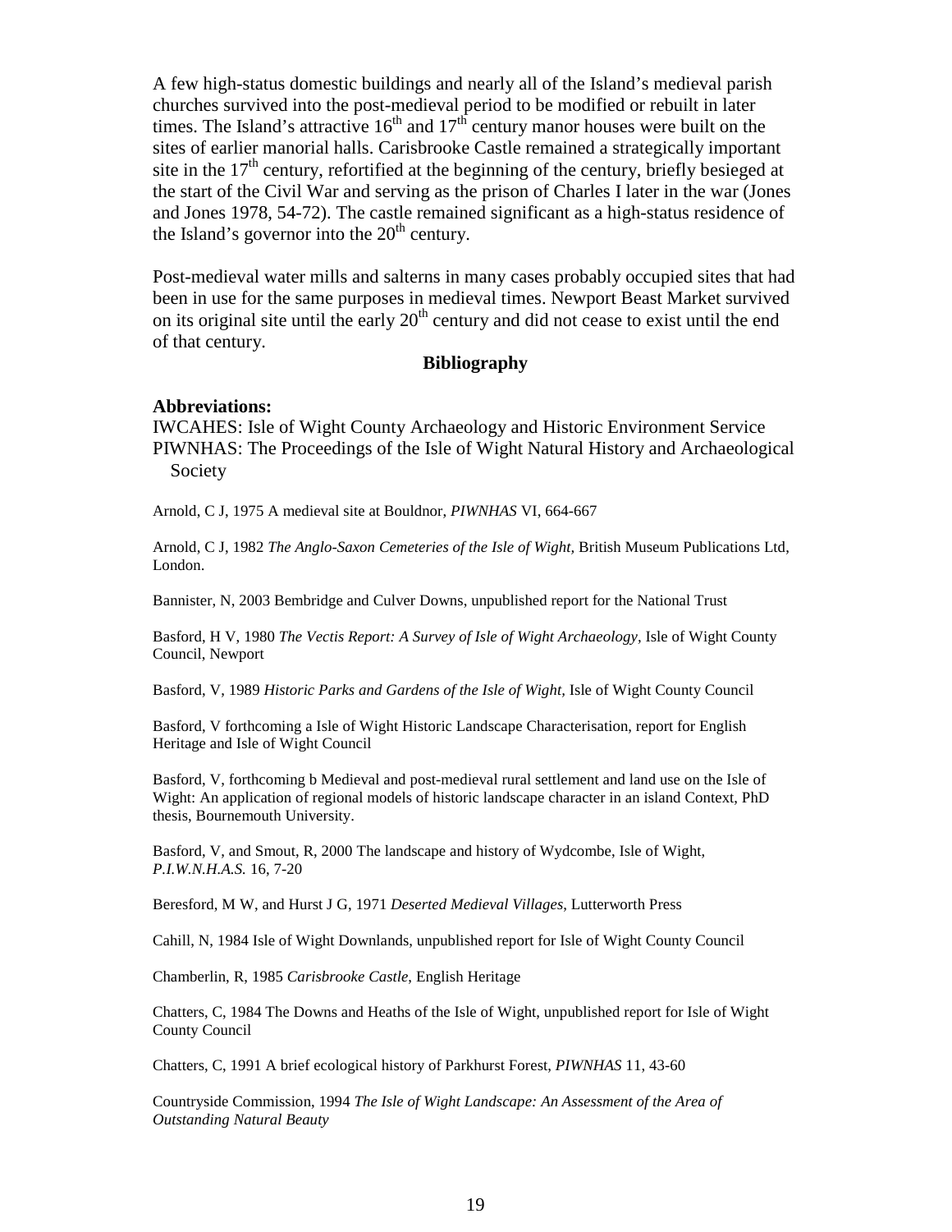A few high-status domestic buildings and nearly all of the Island's medieval parish churches survived into the post-medieval period to be modified or rebuilt in later times. The Island's attractive 16$^{th}$ and 17$^{th}$ century manor houses were built on the sites of earlier manorial halls. Carisbrooke Castle remained a strategically important site in the 17$^{th}$ century, refortified at the beginning of the century, briefly besieged at the start of the Civil War and serving as the prison of Charles I later in the war (Jones and Jones 1978, 54-72). The castle remained significant as a high-status residence of the Island's governor into the 20$^{th}$ century.

Post-medieval water mills and salterns in many cases probably occupied sites that had been in use for the same purposes in medieval times. Newport Beast Market survived on its original site until the early 20$^{th}$ century and did not cease to exist until the end of that century.

## Bibliography

**Abbreviations:**

IWCAHES: Isle of Wight County Archaeology and Historic Environment Service

PIWNHAS: The Proceedings of the Isle of Wight Natural History and Archaeological Society

Arnold, C J, 1975 A medieval site at Bouldnor, *PIWNHAS* VI, 664-667

Arnold, C J, 1982 *The Anglo-Saxon Cemeteries of the Isle of Wight*, British Museum Publications Ltd, London.

Bannister, N, 2003 Bembridge and Culver Downs, unpublished report for the National Trust

Basford, H V, 1980 *The Vectis Report: A Survey of Isle of Wight Archaeology*, Isle of Wight County Council, Newport

Basford, V, 1989 *Historic Parks and Gardens of the Isle of Wight*, Isle of Wight County Council

Basford, V forthcoming a Isle of Wight Historic Landscape Characterisation, report for English Heritage and Isle of Wight Council

Basford, V, forthcoming b Medieval and post-medieval rural settlement and land use on the Isle of Wight: An application of regional models of historic landscape character in an island Context, PhD thesis, Bournemouth University.

Basford, V, and Smout, R, 2000 The landscape and history of Wydcombe, Isle of Wight, *P.I.W.N.H.A.S.* 16, 7-20

Beresford, M W, and Hurst J G, 1971 *Deserted Medieval Villages*, Lutterworth Press

Cahill, N, 1984 Isle of Wight Downlands, unpublished report for Isle of Wight County Council

Chamberlin, R, 1985 *Carisbrooke Castle*, English Heritage

Chatters, C, 1984 The Downs and Heaths of the Isle of Wight, unpublished report for Isle of Wight County Council

Chatters, C, 1991 A brief ecological history of Parkhurst Forest, *PIWNHAS* 11, 43-60

Countryside Commission, 1994 *The Isle of Wight Landscape: An Assessment of the Area of Outstanding Natural Beauty*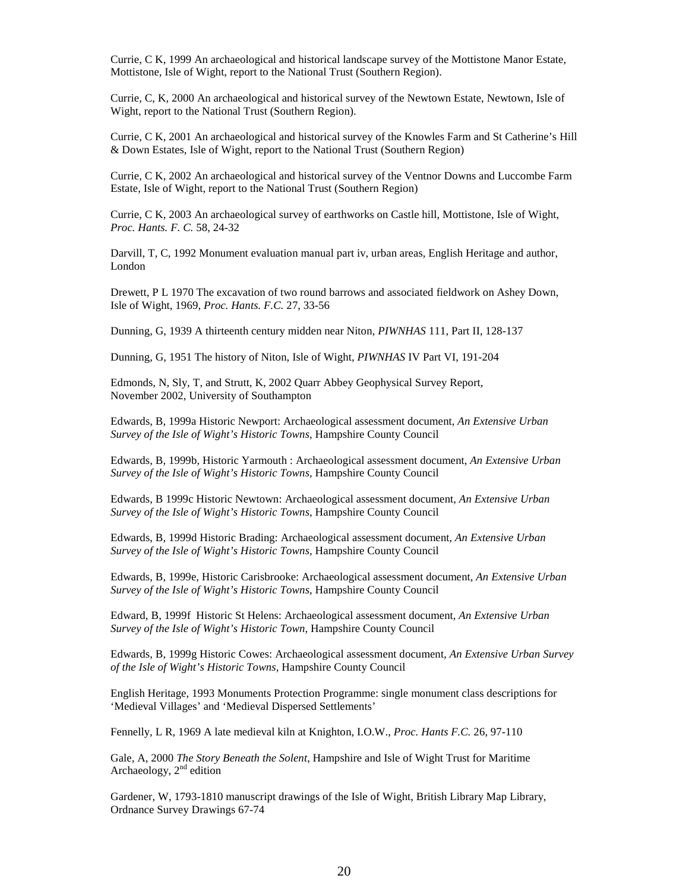Currie, C K, 1999 An archaeological and historical landscape survey of the Mottistone Manor Estate, Mottistone, Isle of Wight, report to the National Trust (Southern Region).

Currie, C, K, 2000 An archaeological and historical survey of the Newtown Estate, Newtown, Isle of Wight, report to the National Trust (Southern Region).

Currie, C K, 2001 An archaeological and historical survey of the Knowles Farm and St Catherine's Hill & Down Estates, Isle of Wight, report to the National Trust (Southern Region)

Currie, C K, 2002 An archaeological and historical survey of the Ventnor Downs and Luccombe Farm Estate, Isle of Wight, report to the National Trust (Southern Region)

Currie, C K, 2003 An archaeological survey of earthworks on Castle hill, Mottistone, Isle of Wight, *Proc. Hants. F. C.* 58, 24-32

Darvill, T, C, 1992 Monument evaluation manual part iv, urban areas, English Heritage and author, London

Drewett, P L 1970 The excavation of two round barrows and associated fieldwork on Ashey Down, Isle of Wight, 1969, *Proc. Hants. F.C.* 27, 33-56

Dunning, G, 1939 A thirteenth century midden near Niton, *PIWNHAS* 111, Part II, 128-137

Dunning, G, 1951 The history of Niton, Isle of Wight, *PIWNHAS* IV Part VI, 191-204

Edmonds, N, Sly, T, and Strutt, K, 2002 Quarr Abbey Geophysical Survey Report, November 2002, University of Southampton

Edwards, B, 1999a Historic Newport: Archaeological assessment document, *An Extensive Urban Survey of the Isle of Wight's Historic Towns,* Hampshire County Council

Edwards, B, 1999b, Historic Yarmouth : Archaeological assessment document, *An Extensive Urban Survey of the Isle of Wight's Historic Towns,* Hampshire County Council

Edwards, B 1999c Historic Newtown: Archaeological assessment document, *An Extensive Urban Survey of the Isle of Wight's Historic Towns,* Hampshire County Council

Edwards, B, 1999d Historic Brading: Archaeological assessment document, *An Extensive Urban Survey of the Isle of Wight's Historic Towns,* Hampshire County Council

Edwards, B, 1999e, Historic Carisbrooke: Archaeological assessment document, *An Extensive Urban Survey of the Isle of Wight's Historic Towns,* Hampshire County Council

Edward, B, 1999f Historic St Helens: Archaeological assessment document, *An Extensive Urban Survey of the Isle of Wight's Historic Town,* Hampshire County Council

Edwards, B, 1999g Historic Cowes: Archaeological assessment document, *An Extensive Urban Survey of the Isle of Wight's Historic Towns,* Hampshire County Council

English Heritage, 1993 Monuments Protection Programme: single monument class descriptions for 'Medieval Villages' and 'Medieval Dispersed Settlements'

Fennelly, L R, 1969 A late medieval kiln at Knighton, I.O.W., *Proc. Hants F.C.* 26, 97-110

Gale, A, 2000 *The Story Beneath the Solent*, Hampshire and Isle of Wight Trust for Maritime Archaeology, 2nd edition

Gardener, W, 1793-1810 manuscript drawings of the Isle of Wight, British Library Map Library, Ordnance Survey Drawings 67-74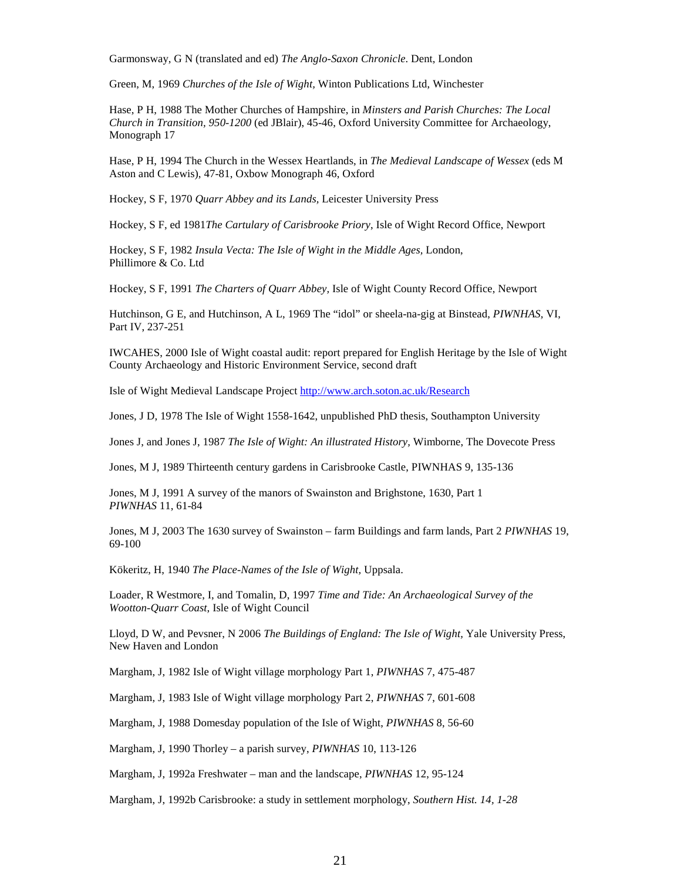Garmonsway, G N (translated and ed) *The Anglo-Saxon Chronicle*. Dent, London

Green, M, 1969 *Churches of the Isle of Wight,* Winton Publications Ltd, Winchester

Hase, P H, 1988 The Mother Churches of Hampshire, in *Minsters and Parish Churches: The Local Church in Transition, 950-1200* (ed JBlair), 45-46, Oxford University Committee for Archaeology, Monograph 17

Hase, P H, 1994 The Church in the Wessex Heartlands, in *The Medieval Landscape of Wessex* (eds M Aston and C Lewis), 47-81, Oxbow Monograph 46, Oxford

Hockey, S F, 1970 *Quarr Abbey and its Lands,* Leicester University Press

Hockey, S F, ed 1981*The Cartulary of Carisbrooke Priory*, Isle of Wight Record Office, Newport

Hockey, S F, 1982 *Insula Vecta: The Isle of Wight in the Middle Ages*, London, Phillimore & Co. Ltd

Hockey, S F, 1991 *The Charters of Quarr Abbey*, Isle of Wight County Record Office, Newport

Hutchinson, G E, and Hutchinson, A L, 1969 The "idol" or sheela-na-gig at Binstead, *PIWNHAS*, VI, Part IV, 237-251

IWCAHES, 2000 Isle of Wight coastal audit: report prepared for English Heritage by the Isle of Wight County Archaeology and Historic Environment Service, second draft

Isle of Wight Medieval Landscape Project http://www.arch.soton.ac.uk/Research

Jones, J D, 1978 The Isle of Wight 1558-1642, unpublished PhD thesis, Southampton University

Jones J, and Jones J, 1987 *The Isle of Wight: An illustrated History,* Wimborne, The Dovecote Press

Jones, M J, 1989 Thirteenth century gardens in Carisbrooke Castle, PIWNHAS 9, 135-136

Jones, M J, 1991 A survey of the manors of Swainston and Brighstone, 1630, Part 1 *PIWNHAS* 11, 61-84

Jones, M J, 2003 The 1630 survey of Swainston – farm Buildings and farm lands, Part 2 *PIWNHAS* 19, 69-100

Kökeritz, H, 1940 *The Place-Names of the Isle of Wight,* Uppsala.

Loader, R Westmore, I, and Tomalin, D, 1997 *Time and Tide: An Archaeological Survey of the Wootton-Quarr Coast*, Isle of Wight Council

Lloyd, D W, and Pevsner, N 2006 *The Buildings of England: The Isle of Wight,* Yale University Press, New Haven and London

Margham, J, 1982 Isle of Wight village morphology Part 1, *PIWNHAS* 7, 475-487

Margham, J, 1983 Isle of Wight village morphology Part 2, *PIWNHAS* 7, 601-608

Margham, J, 1988 Domesday population of the Isle of Wight, *PIWNHAS* 8, 56-60

Margham, J, 1990 Thorley – a parish survey, *PIWNHAS* 10, 113-126

Margham, J, 1992a Freshwater – man and the landscape, *PIWNHAS* 12, 95-124

Margham, J, 1992b Carisbrooke: a study in settlement morphology, *Southern Hist. 14, 1-28*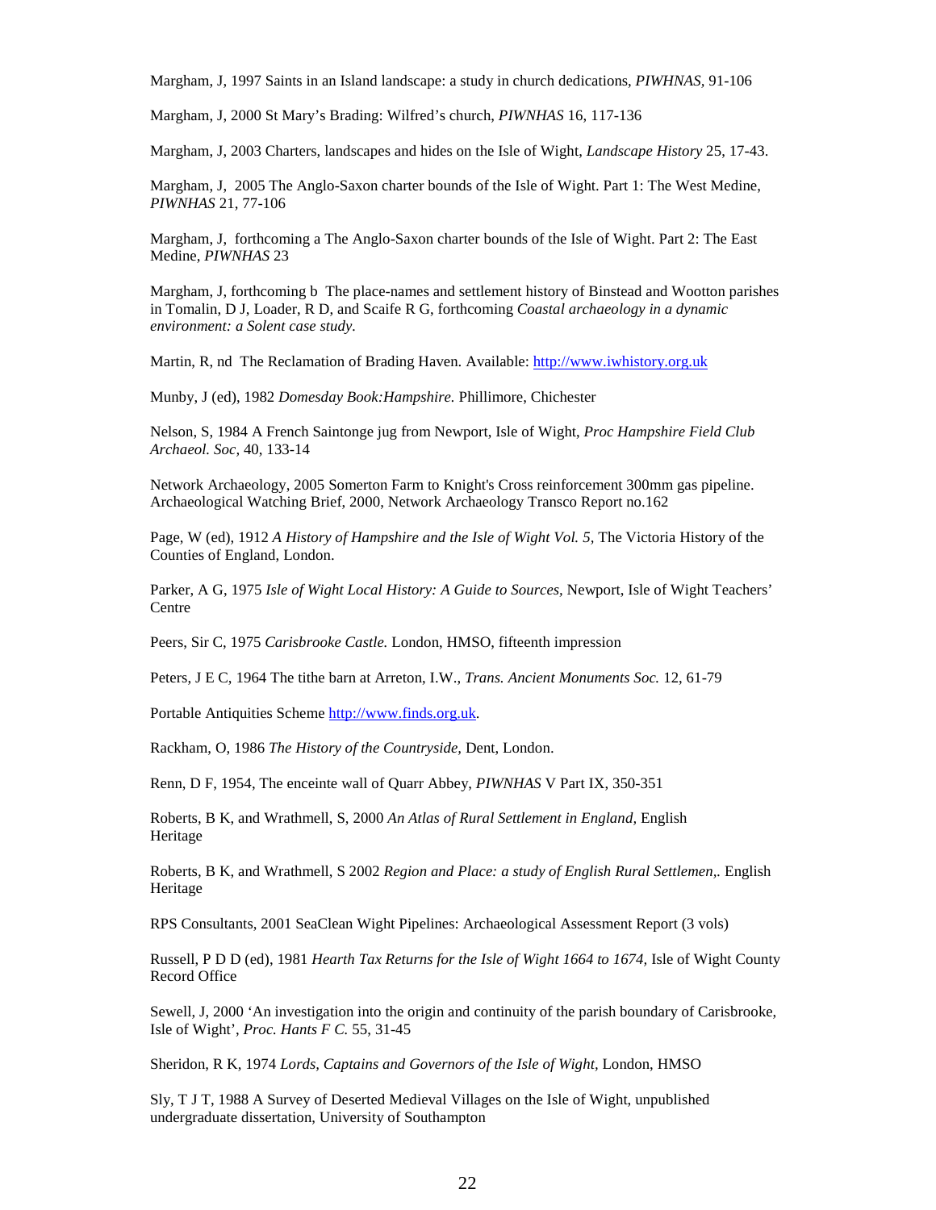Margham, J, 1997 Saints in an Island landscape: a study in church dedications, *PIWHNAS,* 91-106

Margham, J, 2000 St Mary's Brading: Wilfred's church, *PIWNHAS* 16, 117-136

Margham, J, 2003 Charters, landscapes and hides on the Isle of Wight, *Landscape History* 25, 17-43.

Margham, J, 2005 The Anglo-Saxon charter bounds of the Isle of Wight. Part 1: The West Medine, *PIWNHAS* 21, 77-106

Margham, J, forthcoming a The Anglo-Saxon charter bounds of the Isle of Wight. Part 2: The East Medine, *PIWNHAS* 23

Margham, J, forthcoming b The place-names and settlement history of Binstead and Wootton parishes in Tomalin, D J, Loader, R D, and Scaife R G, forthcoming *Coastal archaeology in a dynamic environment: a Solent case study.*

Martin, R, nd The Reclamation of Brading Haven. Available: http://www.iwhistory.org.uk

Munby, J (ed), 1982 *Domesday Book:Hampshire.* Phillimore, Chichester

Nelson, S, 1984 A French Saintonge jug from Newport, Isle of Wight, *Proc Hampshire Field Club Archaeol. Soc,* 40, 133-14

Network Archaeology, 2005 Somerton Farm to Knight's Cross reinforcement 300mm gas pipeline. Archaeological Watching Brief, 2000, Network Archaeology Transco Report no.162

Page, W (ed), 1912 *A History of Hampshire and the Isle of Wight Vol. 5,* The Victoria History of the Counties of England, London.

Parker, A G, 1975 *Isle of Wight Local History: A Guide to Sources,* Newport, Isle of Wight Teachers' Centre

Peers, Sir C, 1975 *Carisbrooke Castle.* London, HMSO, fifteenth impression

Peters, J E C, 1964 The tithe barn at Arreton, I.W., *Trans. Ancient Monuments Soc.* 12, 61-79

Portable Antiquities Scheme http://www.finds.org.uk.

Rackham, O, 1986 *The History of the Countryside,* Dent, London.

Renn, D F, 1954, The enceinte wall of Quarr Abbey, *PIWNHAS* V Part IX, 350-351

Roberts, B K, and Wrathmell, S, 2000 *An Atlas of Rural Settlement in England,* English Heritage

Roberts, B K, and Wrathmell, S 2002 *Region and Place: a study of English Rural Settlemen,.* English Heritage

RPS Consultants, 2001 SeaClean Wight Pipelines: Archaeological Assessment Report (3 vols)

Russell, P D D (ed), 1981 *Hearth Tax Returns for the Isle of Wight 1664 to 1674,* Isle of Wight County Record Office

Sewell, J, 2000 'An investigation into the origin and continuity of the parish boundary of Carisbrooke, Isle of Wight', *Proc. Hants F C.* 55, 31-45

Sheridon, R K, 1974 *Lords, Captains and Governors of the Isle of Wight,* London, HMSO

Sly, T J T, 1988 A Survey of Deserted Medieval Villages on the Isle of Wight, unpublished undergraduate dissertation, University of Southampton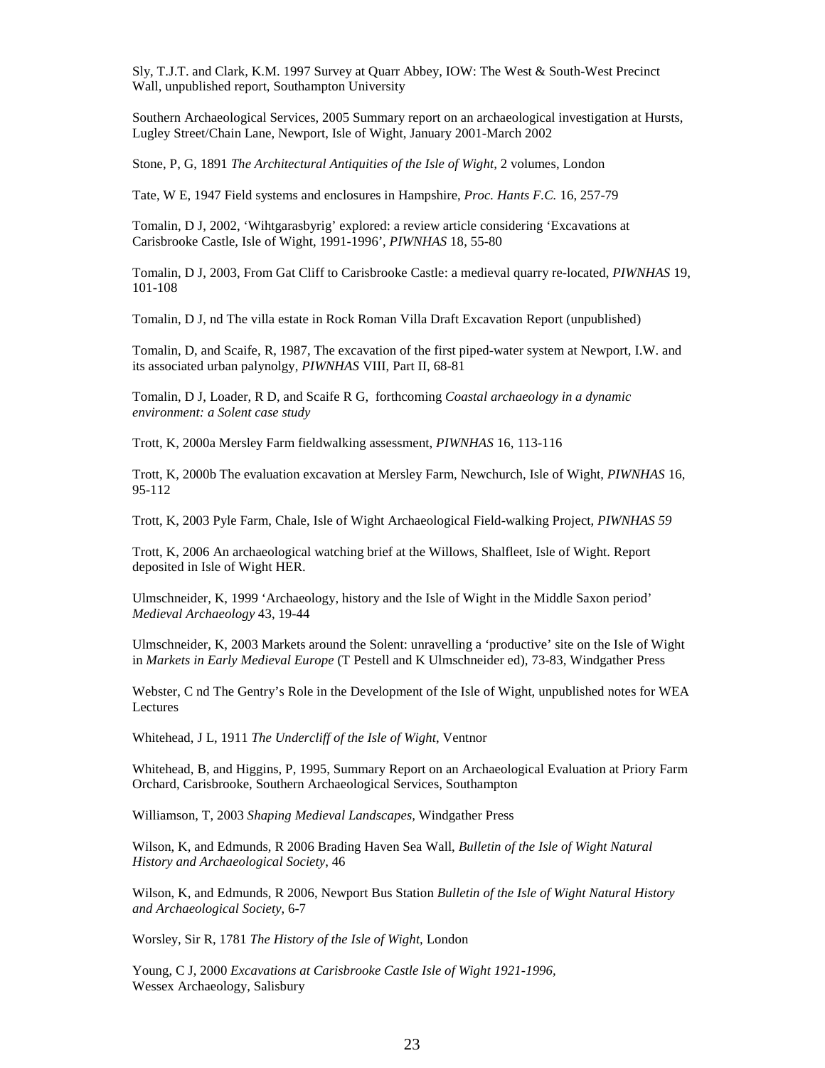Sly, T.J.T. and Clark, K.M. 1997 Survey at Quarr Abbey, IOW: The West & South-West Precinct Wall, unpublished report, Southampton University

Southern Archaeological Services, 2005 Summary report on an archaeological investigation at Hursts, Lugley Street/Chain Lane, Newport, Isle of Wight, January 2001-March 2002

Stone, P, G, 1891 *The Architectural Antiquities of the Isle of Wight*, 2 volumes, London

Tate, W E, 1947 Field systems and enclosures in Hampshire, *Proc. Hants F.C.* 16, 257-79

Tomalin, D J, 2002, 'Wihtgarasbyrig' explored: a review article considering 'Excavations at Carisbrooke Castle, Isle of Wight, 1991-1996', *PIWNHAS* 18, 55-80

Tomalin, D J, 2003, From Gat Cliff to Carisbrooke Castle: a medieval quarry re-located, *PIWNHAS* 19, 101-108

Tomalin, D J, nd The villa estate in Rock Roman Villa Draft Excavation Report (unpublished)

Tomalin, D, and Scaife, R, 1987, The excavation of the first piped-water system at Newport, I.W. and its associated urban palynolgy, *PIWNHAS* VIII, Part II, 68-81

Tomalin, D J, Loader, R D, and Scaife R G, forthcoming *Coastal archaeology in a dynamic environment: a Solent case study*

Trott, K, 2000a Mersley Farm fieldwalking assessment, *PIWNHAS* 16, 113-116

Trott, K, 2000b The evaluation excavation at Mersley Farm, Newchurch, Isle of Wight, *PIWNHAS* 16, 95-112

Trott, K, 2003 Pyle Farm, Chale, Isle of Wight Archaeological Field-walking Project, *PIWNHAS 59*

Trott, K, 2006 An archaeological watching brief at the Willows, Shalfleet, Isle of Wight. Report deposited in Isle of Wight HER.

Ulmschneider, K, 1999 'Archaeology, history and the Isle of Wight in the Middle Saxon period' *Medieval Archaeology* 43, 19-44

Ulmschneider, K, 2003 Markets around the Solent: unravelling a 'productive' site on the Isle of Wight in *Markets in Early Medieval Europe* (T Pestell and K Ulmschneider ed), 73-83, Windgather Press

Webster, C nd The Gentry's Role in the Development of the Isle of Wight, unpublished notes for WEA Lectures

Whitehead, J L, 1911 *The Undercliff of the Isle of Wight*, Ventnor

Whitehead, B, and Higgins, P, 1995, Summary Report on an Archaeological Evaluation at Priory Farm Orchard, Carisbrooke, Southern Archaeological Services, Southampton

Williamson, T, 2003 *Shaping Medieval Landscapes*, Windgather Press

Wilson, K, and Edmunds, R 2006 Brading Haven Sea Wall, *Bulletin of the Isle of Wight Natural History and Archaeological Society*, 46

Wilson, K, and Edmunds, R 2006, Newport Bus Station *Bulletin of the Isle of Wight Natural History and Archaeological Society*, 6-7

Worsley, Sir R, 1781 *The History of the Isle of Wight*, London

Young, C J, 2000 *Excavations at Carisbrooke Castle Isle of Wight 1921-1996*, Wessex Archaeology, Salisbury